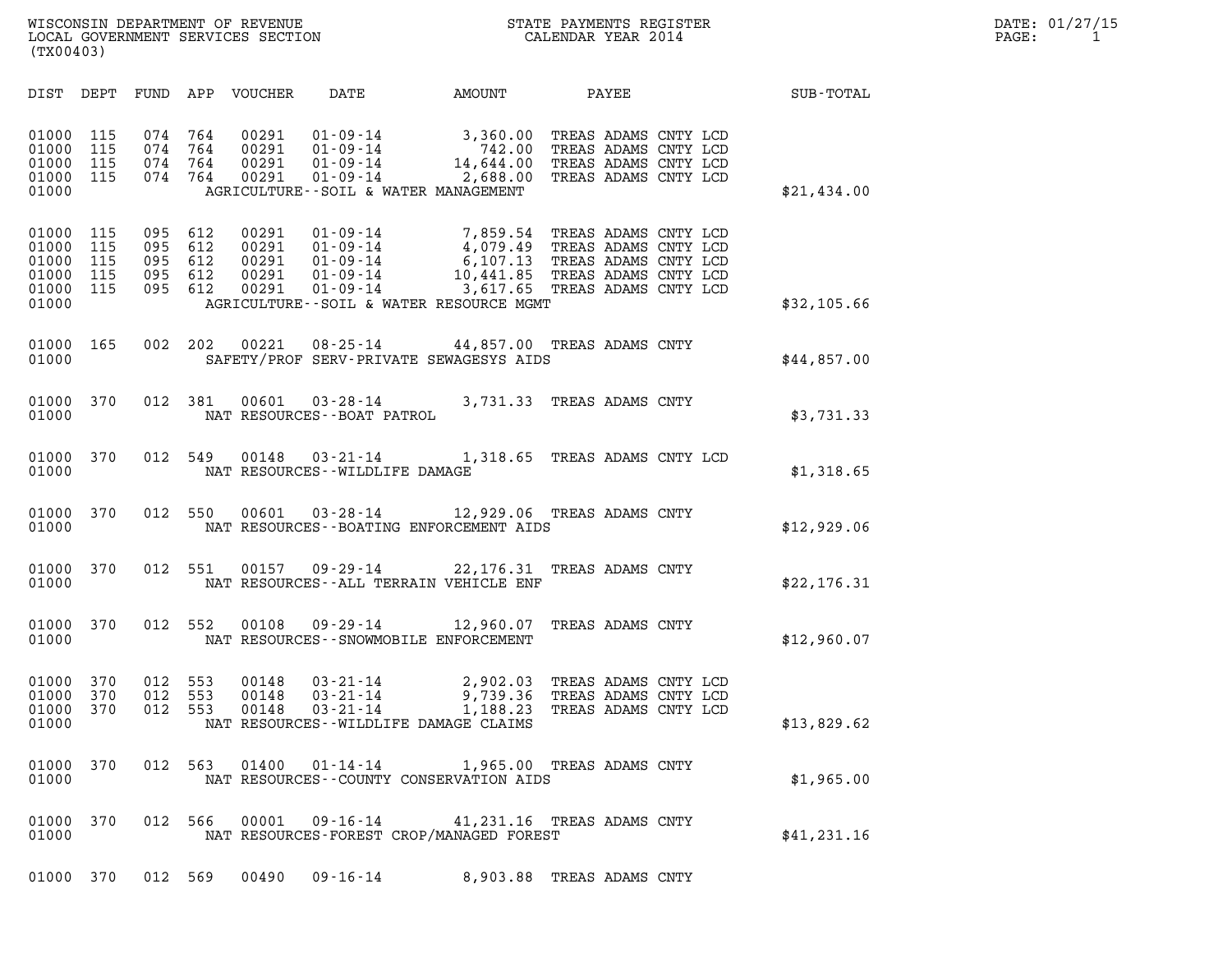WISCONSIN DEPARTMENT OF REVENUE
LOCAL GOVERNMENT SERVICES SECTION
(TX00403)

STATE PAYMENTS REGISTER
CALENDAR YEAR 2014

DATE: 01/27/15
PAGE: 1

| DIST | DEPT | FUND | APP | VOUCHER | DATE | AMOUNT | PAYEE | SUB-TOTAL |
|---|---|---|---|---|---|---|---|---|
| 01000 | 115 | 074 | 764 | 00291 | 01-09-14 | 3,360.00 | TREAS ADAMS CNTY LCD | |
| 01000 | 115 | 074 | 764 | 00291 | 01-09-14 | 742.00 | TREAS ADAMS CNTY LCD | |
| 01000 | 115 | 074 | 764 | 00291 | 01-09-14 | 14,644.00 | TREAS ADAMS CNTY LCD | |
| 01000 | 115 | 074 | 764 | 00291 | 01-09-14 | 2,688.00 | TREAS ADAMS CNTY LCD | |
| 01000 | | | | | AGRICULTURE--SOIL & WATER MANAGEMENT | | | $21,434.00 |
| 01000 | 115 | 095 | 612 | 00291 | 01-09-14 | 7,859.54 | TREAS ADAMS CNTY LCD | |
| 01000 | 115 | 095 | 612 | 00291 | 01-09-14 | 4,079.49 | TREAS ADAMS CNTY LCD | |
| 01000 | 115 | 095 | 612 | 00291 | 01-09-14 | 6,107.13 | TREAS ADAMS CNTY LCD | |
| 01000 | 115 | 095 | 612 | 00291 | 01-09-14 | 10,441.85 | TREAS ADAMS CNTY LCD | |
| 01000 | 115 | 095 | 612 | 00291 | 01-09-14 | 3,617.65 | TREAS ADAMS CNTY LCD | |
| 01000 | | | | | AGRICULTURE--SOIL & WATER RESOURCE MGMT | | | $32,105.66 |
| 01000 | 165 | 002 | 202 | 00221 | 08-25-14 | 44,857.00 | TREAS ADAMS CNTY | |
| 01000 | | | | | SAFETY/PROF SERV-PRIVATE SEWAGESYS AIDS | | | $44,857.00 |
| 01000 | 370 | 012 | 381 | 00601 | 03-28-14 | 3,731.33 | TREAS ADAMS CNTY | |
| 01000 | | | | | NAT RESOURCES--BOAT PATROL | | | $3,731.33 |
| 01000 | 370 | 012 | 549 | 00148 | 03-21-14 | 1,318.65 | TREAS ADAMS CNTY LCD | |
| 01000 | | | | | NAT RESOURCES--WILDLIFE DAMAGE | | | $1,318.65 |
| 01000 | 370 | 012 | 550 | 00601 | 03-28-14 | 12,929.06 | TREAS ADAMS CNTY | |
| 01000 | | | | | NAT RESOURCES--BOATING ENFORCEMENT AIDS | | | $12,929.06 |
| 01000 | 370 | 012 | 551 | 00157 | 09-29-14 | 22,176.31 | TREAS ADAMS CNTY | |
| 01000 | | | | | NAT RESOURCES--ALL TERRAIN VEHICLE ENF | | | $22,176.31 |
| 01000 | 370 | 012 | 552 | 00108 | 09-29-14 | 12,960.07 | TREAS ADAMS CNTY | |
| 01000 | | | | | NAT RESOURCES--SNOWMOBILE ENFORCEMENT | | | $12,960.07 |
| 01000 | 370 | 012 | 553 | 00148 | 03-21-14 | 2,902.03 | TREAS ADAMS CNTY LCD | |
| 01000 | 370 | 012 | 553 | 00148 | 03-21-14 | 9,739.36 | TREAS ADAMS CNTY LCD | |
| 01000 | 370 | 012 | 553 | 00148 | 03-21-14 | 1,188.23 | TREAS ADAMS CNTY LCD | |
| 01000 | | | | | NAT RESOURCES--WILDLIFE DAMAGE CLAIMS | | | $13,829.62 |
| 01000 | 370 | 012 | 563 | 01400 | 01-14-14 | 1,965.00 | TREAS ADAMS CNTY | |
| 01000 | | | | | NAT RESOURCES--COUNTY CONSERVATION AIDS | | | $1,965.00 |
| 01000 | 370 | 012 | 566 | 00001 | 09-16-14 | 41,231.16 | TREAS ADAMS CNTY | |
| 01000 | | | | | NAT RESOURCES-FOREST CROP/MANAGED FOREST | | | $41,231.16 |
| 01000 | 370 | 012 | 569 | 00490 | 09-16-14 | 8,903.88 | TREAS ADAMS CNTY | |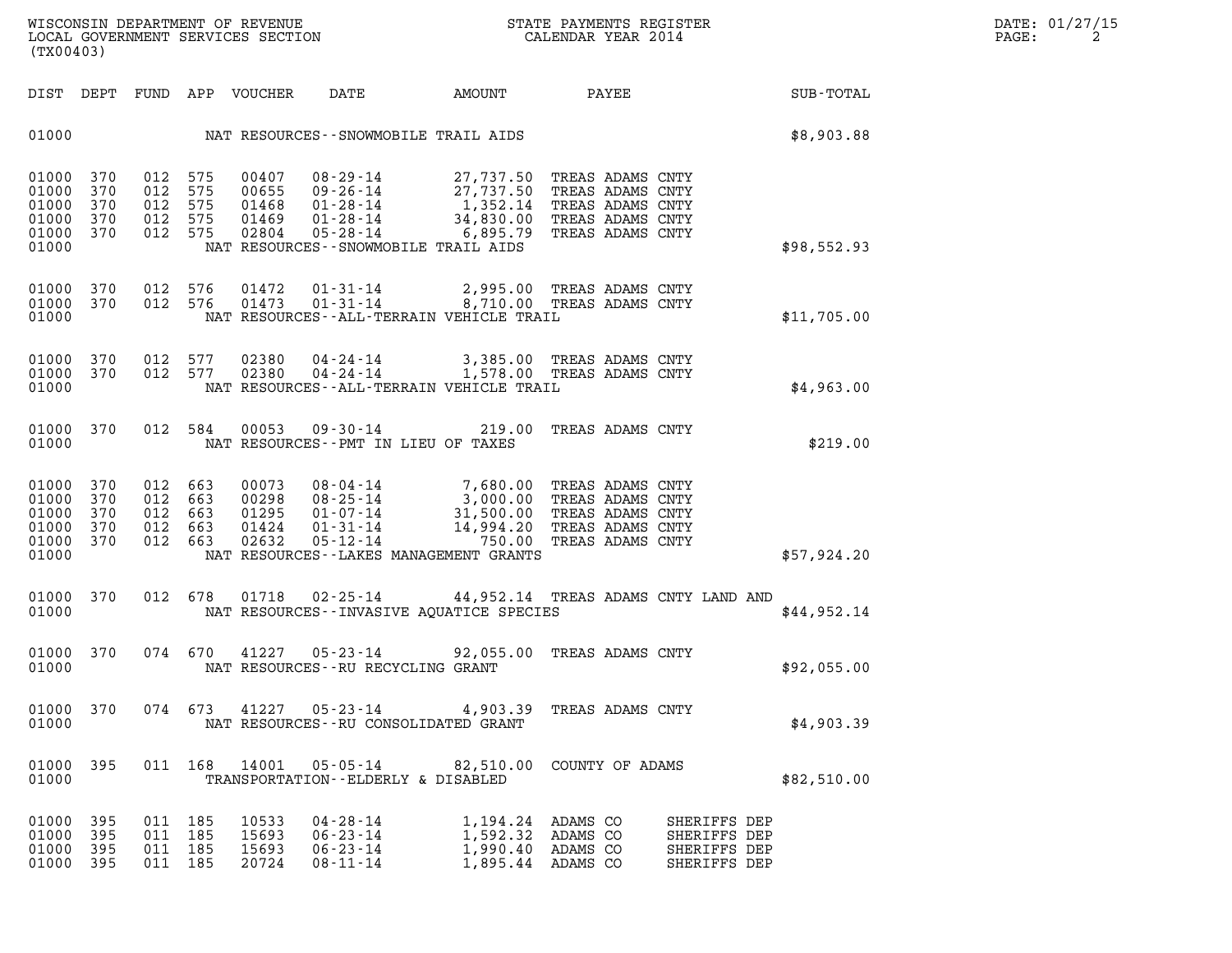WISCONSIN DEPARTMENT OF REVENUE
LOCAL GOVERNMENT SERVICES SECTION
(TX00403)

STATE PAYMENTS REGISTER
CALENDAR YEAR 2014

DATE: 01/27/15

| DIST | DEPT | FUND | APP | VOUCHER | DATE | AMOUNT | PAYEE | SUB-TOTAL |
|---|---|---|---|---|---|---|---|---|
| 01000 | | | | NAT RESOURCES--SNOWMOBILE TRAIL AIDS | | | | $8,903.88 |
| 01000 | 370 | 012 | 575 | 00407 | 08-29-14 | 27,737.50 | TREAS ADAMS CNTY | |
| 01000 | 370 | 012 | 575 | 00655 | 09-26-14 | 27,737.50 | TREAS ADAMS CNTY | |
| 01000 | 370 | 012 | 575 | 01468 | 01-28-14 | 1,352.14 | TREAS ADAMS CNTY | |
| 01000 | 370 | 012 | 575 | 01469 | 01-28-14 | 34,830.00 | TREAS ADAMS CNTY | |
| 01000 | 370 | 012 | 575 | 02804 | 05-28-14 | 6,895.79 | TREAS ADAMS CNTY | |
| 01000 | | | | NAT RESOURCES--SNOWMOBILE TRAIL AIDS | | | | $98,552.93 |
| 01000 | 370 | 012 | 576 | 01472 | 01-31-14 | 2,995.00 | TREAS ADAMS CNTY | |
| 01000 | 370 | 012 | 576 | 01473 | 01-31-14 | 8,710.00 | TREAS ADAMS CNTY | |
| 01000 | | | | NAT RESOURCES--ALL-TERRAIN VEHICLE TRAIL | | | | $11,705.00 |
| 01000 | 370 | 012 | 577 | 02380 | 04-24-14 | 3,385.00 | TREAS ADAMS CNTY | |
| 01000 | 370 | 012 | 577 | 02380 | 04-24-14 | 1,578.00 | TREAS ADAMS CNTY | |
| 01000 | | | | NAT RESOURCES--ALL-TERRAIN VEHICLE TRAIL | | | | $4,963.00 |
| 01000 | 370 | 012 | 584 | 00053 | 09-30-14 | 219.00 | TREAS ADAMS CNTY | |
| 01000 | | | | NAT RESOURCES--PMT IN LIEU OF TAXES | | | | $219.00 |
| 01000 | 370 | 012 | 663 | 00073 | 08-04-14 | 7,680.00 | TREAS ADAMS CNTY | |
| 01000 | 370 | 012 | 663 | 00298 | 08-25-14 | 3,000.00 | TREAS ADAMS CNTY | |
| 01000 | 370 | 012 | 663 | 01295 | 01-07-14 | 31,500.00 | TREAS ADAMS CNTY | |
| 01000 | 370 | 012 | 663 | 01424 | 01-31-14 | 14,994.20 | TREAS ADAMS CNTY | |
| 01000 | 370 | 012 | 663 | 02632 | 05-12-14 | 750.00 | TREAS ADAMS CNTY | |
| 01000 | | | | NAT RESOURCES--LAKES MANAGEMENT GRANTS | | | | $57,924.20 |
| 01000 | 370 | 012 | 678 | 01718 | 02-25-14 | 44,952.14 | TREAS ADAMS CNTY LAND AND | |
| 01000 | | | | NAT RESOURCES--INVASIVE AQUATICE SPECIES | | | | $44,952.14 |
| 01000 | 370 | 074 | 670 | 41227 | 05-23-14 | 92,055.00 | TREAS ADAMS CNTY | |
| 01000 | | | | NAT RESOURCES--RU RECYCLING GRANT | | | | $92,055.00 |
| 01000 | 370 | 074 | 673 | 41227 | 05-23-14 | 4,903.39 | TREAS ADAMS CNTY | |
| 01000 | | | | NAT RESOURCES--RU CONSOLIDATED GRANT | | | | $4,903.39 |
| 01000 | 395 | 011 | 168 | 14001 | 05-05-14 | 82,510.00 | COUNTY OF ADAMS | |
| 01000 | | | | TRANSPORTATION--ELDERLY & DISABLED | | | | $82,510.00 |
| 01000 | 395 | 011 | 185 | 10533 | 04-28-14 | 1,194.24 | ADAMS CO SHERIFFS DEP | |
| 01000 | 395 | 011 | 185 | 15693 | 06-23-14 | 1,592.32 | ADAMS CO SHERIFFS DEP | |
| 01000 | 395 | 011 | 185 | 15693 | 06-23-14 | 1,990.40 | ADAMS CO SHERIFFS DEP | |
| 01000 | 395 | 011 | 185 | 20724 | 08-11-14 | 1,895.44 | ADAMS CO SHERIFFS DEP | |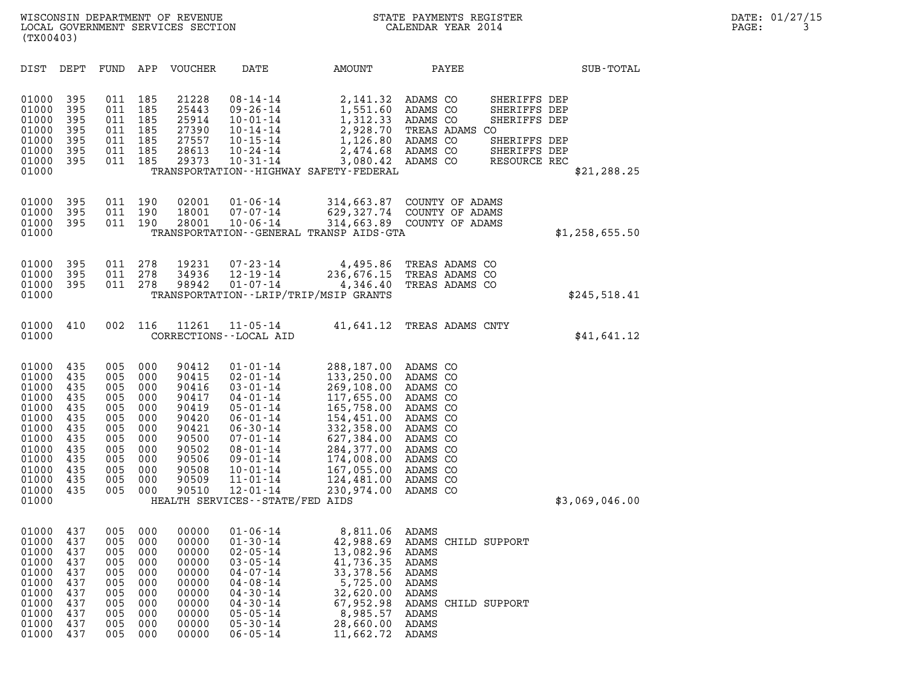WISCONSIN DEPARTMENT OF REVENUE
LOCAL GOVERNMENT SERVICES SECTION
(TX00403)

STATE PAYMENTS REGISTER
CALENDAR YEAR 2014

DATE: 01/27/15

| DIST | DEPT | FUND | APP | VOUCHER | DATE | AMOUNT | PAYEE | SUB-TOTAL |
|---|---|---|---|---|---|---|---|---|
| 01000 | 395 | 011 | 185 | 21228 | 08-14-14 | 2,141.32 | ADAMS CO SHERIFFS DEP | |
| 01000 | 395 | 011 | 185 | 25443 | 09-26-14 | 1,551.60 | ADAMS CO SHERIFFS DEP | |
| 01000 | 395 | 011 | 185 | 25914 | 10-01-14 | 1,312.33 | ADAMS CO SHERIFFS DEP | |
| 01000 | 395 | 011 | 185 | 27390 | 10-14-14 | 2,928.70 | TREAS ADAMS CO | |
| 01000 | 395 | 011 | 185 | 27557 | 10-15-14 | 1,126.80 | ADAMS CO SHERIFFS DEP | |
| 01000 | 395 | 011 | 185 | 28613 | 10-24-14 | 2,474.68 | ADAMS CO SHERIFFS DEP | |
| 01000 | 395 | 011 | 185 | 29373 | 10-31-14 | 3,080.42 | ADAMS CO RESOURCE REC | |
| 01000 | | | | | TRANSPORTATION--HIGHWAY SAFETY-FEDERAL | | | $21,288.25 |
| 01000 | 395 | 011 | 190 | 02001 | 01-06-14 | 314,663.87 | COUNTY OF ADAMS | |
| 01000 | 395 | 011 | 190 | 18001 | 07-07-14 | 629,327.74 | COUNTY OF ADAMS | |
| 01000 | 395 | 011 | 190 | 28001 | 10-06-14 | 314,663.89 | COUNTY OF ADAMS | |
| 01000 | | | | | TRANSPORTATION--GENERAL TRANSP AIDS-GTA | | | $1,258,655.50 |
| 01000 | 395 | 011 | 278 | 19231 | 07-23-14 | 4,495.86 | TREAS ADAMS CO | |
| 01000 | 395 | 011 | 278 | 34936 | 12-19-14 | 236,676.15 | TREAS ADAMS CO | |
| 01000 | 395 | 011 | 278 | 98942 | 01-07-14 | 4,346.40 | TREAS ADAMS CO | |
| 01000 | | | | | TRANSPORTATION--LRIP/TRIP/MSIP GRANTS | | | $245,518.41 |
| 01000 | 410 | 002 | 116 | 11261 | 11-05-14 | 41,641.12 | TREAS ADAMS CNTY | |
| 01000 | | | | | CORRECTIONS--LOCAL AID | | | $41,641.12 |
| 01000 | 435 | 005 | 000 | 90412 | 01-01-14 | 288,187.00 | ADAMS CO | |
| 01000 | 435 | 005 | 000 | 90415 | 02-01-14 | 133,250.00 | ADAMS CO | |
| 01000 | 435 | 005 | 000 | 90416 | 03-01-14 | 269,108.00 | ADAMS CO | |
| 01000 | 435 | 005 | 000 | 90417 | 04-01-14 | 117,655.00 | ADAMS CO | |
| 01000 | 435 | 005 | 000 | 90419 | 05-01-14 | 165,758.00 | ADAMS CO | |
| 01000 | 435 | 005 | 000 | 90420 | 06-01-14 | 154,451.00 | ADAMS CO | |
| 01000 | 435 | 005 | 000 | 90421 | 06-30-14 | 332,358.00 | ADAMS CO | |
| 01000 | 435 | 005 | 000 | 90500 | 07-01-14 | 627,384.00 | ADAMS CO | |
| 01000 | 435 | 005 | 000 | 90502 | 08-01-14 | 284,377.00 | ADAMS CO | |
| 01000 | 435 | 005 | 000 | 90506 | 09-01-14 | 174,008.00 | ADAMS CO | |
| 01000 | 435 | 005 | 000 | 90508 | 10-01-14 | 167,055.00 | ADAMS CO | |
| 01000 | 435 | 005 | 000 | 90509 | 11-01-14 | 124,481.00 | ADAMS CO | |
| 01000 | 435 | 005 | 000 | 90510 | 12-01-14 | 230,974.00 | ADAMS CO | |
| 01000 | | | | | HEALTH SERVICES--STATE/FED AIDS | | | $3,069,046.00 |
| 01000 | 437 | 005 | 000 | 00000 | 01-06-14 | 8,811.06 | ADAMS | |
| 01000 | 437 | 005 | 000 | 00000 | 01-30-14 | 42,988.69 | ADAMS CHILD SUPPORT | |
| 01000 | 437 | 005 | 000 | 00000 | 02-05-14 | 13,082.96 | ADAMS | |
| 01000 | 437 | 005 | 000 | 00000 | 03-05-14 | 41,736.35 | ADAMS | |
| 01000 | 437 | 005 | 000 | 00000 | 04-07-14 | 33,378.56 | ADAMS | |
| 01000 | 437 | 005 | 000 | 00000 | 04-08-14 | 5,725.00 | ADAMS | |
| 01000 | 437 | 005 | 000 | 00000 | 04-30-14 | 32,620.00 | ADAMS | |
| 01000 | 437 | 005 | 000 | 00000 | 04-30-14 | 67,952.98 | ADAMS CHILD SUPPORT | |
| 01000 | 437 | 005 | 000 | 00000 | 05-05-14 | 8,985.57 | ADAMS | |
| 01000 | 437 | 005 | 000 | 00000 | 05-30-14 | 28,660.00 | ADAMS | |
| 01000 | 437 | 005 | 000 | 00000 | 06-05-14 | 11,662.72 | ADAMS | |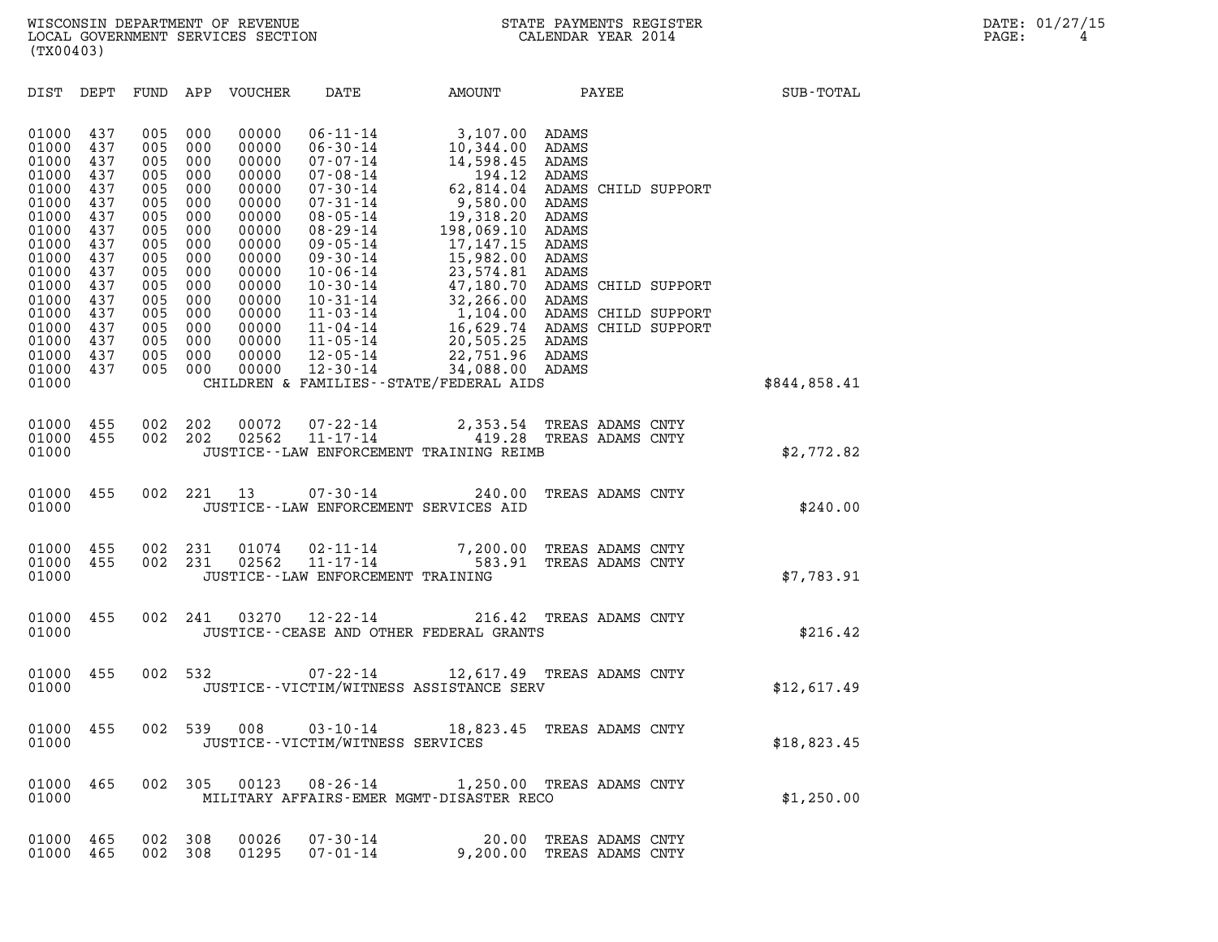WISCONSIN DEPARTMENT OF REVENUE
LOCAL GOVERNMENT SERVICES SECTION
(TX00403)

STATE PAYMENTS REGISTER
CALENDAR YEAR 2014

DATE: 01/27/15

| DIST | DEPT | FUND | APP | VOUCHER | DATE | AMOUNT | PAYEE | SUB-TOTAL |
|---|---|---|---|---|---|---|---|---|
| 01000 | 437 | 005 | 000 | 00000 | 06-11-14 | 3,107.00 | ADAMS | |
| 01000 | 437 | 005 | 000 | 00000 | 06-30-14 | 10,344.00 | ADAMS | |
| 01000 | 437 | 005 | 000 | 00000 | 07-07-14 | 14,598.45 | ADAMS | |
| 01000 | 437 | 005 | 000 | 00000 | 07-08-14 | 194.12 | ADAMS | |
| 01000 | 437 | 005 | 000 | 00000 | 07-30-14 | 62,814.04 | ADAMS CHILD SUPPORT | |
| 01000 | 437 | 005 | 000 | 00000 | 07-31-14 | 9,580.00 | ADAMS | |
| 01000 | 437 | 005 | 000 | 00000 | 08-05-14 | 19,318.20 | ADAMS | |
| 01000 | 437 | 005 | 000 | 00000 | 08-29-14 | 198,069.10 | ADAMS | |
| 01000 | 437 | 005 | 000 | 00000 | 09-05-14 | 17,147.15 | ADAMS | |
| 01000 | 437 | 005 | 000 | 00000 | 09-30-14 | 15,982.00 | ADAMS | |
| 01000 | 437 | 005 | 000 | 00000 | 10-06-14 | 23,574.81 | ADAMS | |
| 01000 | 437 | 005 | 000 | 00000 | 10-30-14 | 47,180.70 | ADAMS CHILD SUPPORT | |
| 01000 | 437 | 005 | 000 | 00000 | 10-31-14 | 32,266.00 | ADAMS | |
| 01000 | 437 | 005 | 000 | 00000 | 11-03-14 | 1,104.00 | ADAMS CHILD SUPPORT | |
| 01000 | 437 | 005 | 000 | 00000 | 11-04-14 | 16,629.74 | ADAMS CHILD SUPPORT | |
| 01000 | 437 | 005 | 000 | 00000 | 11-05-14 | 20,505.25 | ADAMS | |
| 01000 | 437 | 005 | 000 | 00000 | 12-05-14 | 22,751.96 | ADAMS | |
| 01000 | 437 | 005 | 000 | 00000 | 12-30-14 | 34,088.00 | ADAMS | |
| 01000 | | | | | CHILDREN & FAMILIES--STATE/FEDERAL AIDS | | | $844,858.41 |
| 01000 | 455 | 002 | 202 | 00072 | 07-22-14 | 2,353.54 | TREAS ADAMS CNTY | |
| 01000 | 455 | 002 | 202 | 02562 | 11-17-14 | 419.28 | TREAS ADAMS CNTY | |
| 01000 | | | | | JUSTICE--LAW ENFORCEMENT TRAINING REIMB | | | $2,772.82 |
| 01000 | 455 | 002 | 221 | 13 | 07-30-14 | 240.00 | TREAS ADAMS CNTY | |
| 01000 | | | | | JUSTICE--LAW ENFORCEMENT SERVICES AID | | | $240.00 |
| 01000 | 455 | 002 | 231 | 01074 | 02-11-14 | 7,200.00 | TREAS ADAMS CNTY | |
| 01000 | 455 | 002 | 231 | 02562 | 11-17-14 | 583.91 | TREAS ADAMS CNTY | |
| 01000 | | | | | JUSTICE--LAW ENFORCEMENT TRAINING | | | $7,783.91 |
| 01000 | 455 | 002 | 241 | 03270 | 12-22-14 | 216.42 | TREAS ADAMS CNTY | |
| 01000 | | | | | JUSTICE--CEASE AND OTHER FEDERAL GRANTS | | | $216.42 |
| 01000 | 455 | 002 | 532 | | 07-22-14 | 12,617.49 | TREAS ADAMS CNTY | |
| 01000 | | | | | JUSTICE--VICTIM/WITNESS ASSISTANCE SERV | | | $12,617.49 |
| 01000 | 455 | 002 | 539 | 008 | 03-10-14 | 18,823.45 | TREAS ADAMS CNTY | |
| 01000 | | | | | JUSTICE--VICTIM/WITNESS SERVICES | | | $18,823.45 |
| 01000 | 465 | 002 | 305 | 00123 | 08-26-14 | 1,250.00 | TREAS ADAMS CNTY | |
| 01000 | | | | | MILITARY AFFAIRS-EMER MGMT-DISASTER RECO | | | $1,250.00 |
| 01000 | 465 | 002 | 308 | 00026 | 07-30-14 | 20.00 | TREAS ADAMS CNTY | |
| 01000 | 465 | 002 | 308 | 01295 | 07-01-14 | 9,200.00 | TREAS ADAMS CNTY | |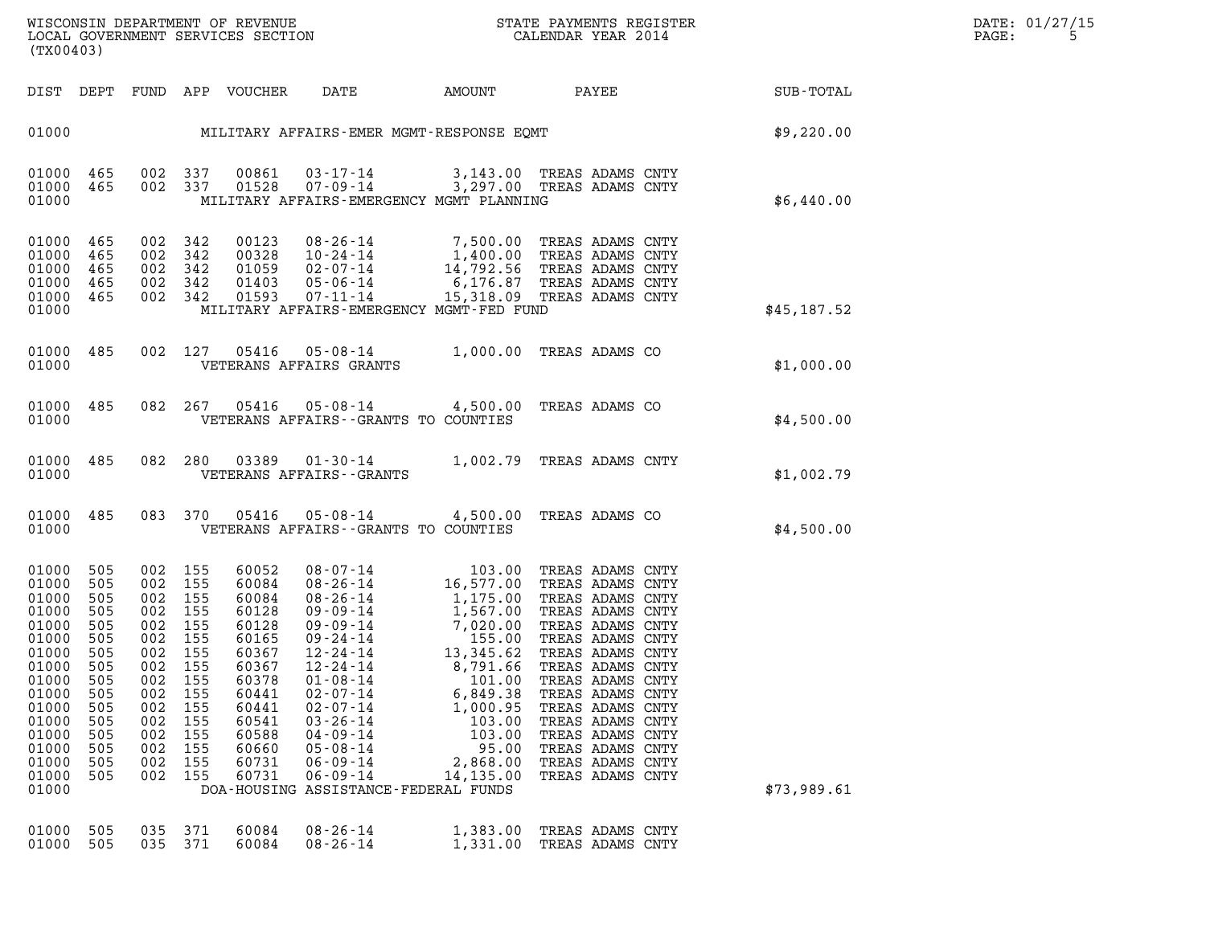WISCONSIN DEPARTMENT OF REVENUE
LOCAL GOVERNMENT SERVICES SECTION
(TX00403)

STATE PAYMENTS REGISTER
CALENDAR YEAR 2014

DATE: 01/27/15

| DIST | DEPT | FUND | APP | VOUCHER | DATE | AMOUNT | PAYEE | SUB-TOTAL |
|---|---|---|---|---|---|---|---|---|
| 01000 | | | | | MILITARY AFFAIRS-EMER MGMT-RESPONSE EQMT | | | $9,220.00 |
| 01000 | 465 | 002 | 337 | 00861 | 03-17-14 | 3,143.00 | TREAS ADAMS CNTY | |
| 01000 | 465 | 002 | 337 | 01528 | 07-09-14 | 3,297.00 | TREAS ADAMS CNTY | |
| 01000 | | | | | MILITARY AFFAIRS-EMERGENCY MGMT PLANNING | | | $6,440.00 |
| 01000 | 465 | 002 | 342 | 00123 | 08-26-14 | 7,500.00 | TREAS ADAMS CNTY | |
| 01000 | 465 | 002 | 342 | 00328 | 10-24-14 | 1,400.00 | TREAS ADAMS CNTY | |
| 01000 | 465 | 002 | 342 | 01059 | 02-07-14 | 14,792.56 | TREAS ADAMS CNTY | |
| 01000 | 465 | 002 | 342 | 01403 | 05-06-14 | 6,176.87 | TREAS ADAMS CNTY | |
| 01000 | 465 | 002 | 342 | 01593 | 07-11-14 | 15,318.09 | TREAS ADAMS CNTY | |
| 01000 | | | | | MILITARY AFFAIRS-EMERGENCY MGMT-FED FUND | | | $45,187.52 |
| 01000 | 485 | 002 | 127 | 05416 | 05-08-14 | 1,000.00 | TREAS ADAMS CO | |
| 01000 | | | | | VETERANS AFFAIRS GRANTS | | | $1,000.00 |
| 01000 | 485 | 082 | 267 | 05416 | 05-08-14 | 4,500.00 | TREAS ADAMS CO | |
| 01000 | | | | | VETERANS AFFAIRS--GRANTS TO COUNTIES | | | $4,500.00 |
| 01000 | 485 | 082 | 280 | 03389 | 01-30-14 | 1,002.79 | TREAS ADAMS CNTY | |
| 01000 | | | | | VETERANS AFFAIRS--GRANTS | | | $1,002.79 |
| 01000 | 485 | 083 | 370 | 05416 | 05-08-14 | 4,500.00 | TREAS ADAMS CO | |
| 01000 | | | | | VETERANS AFFAIRS--GRANTS TO COUNTIES | | | $4,500.00 |
| 01000 | 505 | 002 | 155 | 60052 | 08-07-14 | 103.00 | TREAS ADAMS CNTY | |
| 01000 | 505 | 002 | 155 | 60084 | 08-26-14 | 16,577.00 | TREAS ADAMS CNTY | |
| 01000 | 505 | 002 | 155 | 60084 | 08-26-14 | 1,175.00 | TREAS ADAMS CNTY | |
| 01000 | 505 | 002 | 155 | 60128 | 09-09-14 | 1,567.00 | TREAS ADAMS CNTY | |
| 01000 | 505 | 002 | 155 | 60128 | 09-09-14 | 7,020.00 | TREAS ADAMS CNTY | |
| 01000 | 505 | 002 | 155 | 60165 | 09-24-14 | 155.00 | TREAS ADAMS CNTY | |
| 01000 | 505 | 002 | 155 | 60367 | 12-24-14 | 13,345.62 | TREAS ADAMS CNTY | |
| 01000 | 505 | 002 | 155 | 60367 | 12-24-14 | 8,791.66 | TREAS ADAMS CNTY | |
| 01000 | 505 | 002 | 155 | 60378 | 01-08-14 | 101.00 | TREAS ADAMS CNTY | |
| 01000 | 505 | 002 | 155 | 60441 | 02-07-14 | 6,849.38 | TREAS ADAMS CNTY | |
| 01000 | 505 | 002 | 155 | 60441 | 02-07-14 | 1,000.95 | TREAS ADAMS CNTY | |
| 01000 | 505 | 002 | 155 | 60541 | 03-26-14 | 103.00 | TREAS ADAMS CNTY | |
| 01000 | 505 | 002 | 155 | 60588 | 04-09-14 | 103.00 | TREAS ADAMS CNTY | |
| 01000 | 505 | 002 | 155 | 60660 | 05-08-14 | 95.00 | TREAS ADAMS CNTY | |
| 01000 | 505 | 002 | 155 | 60731 | 06-09-14 | 2,868.00 | TREAS ADAMS CNTY | |
| 01000 | 505 | 002 | 155 | 60731 | 06-09-14 | 14,135.00 | TREAS ADAMS CNTY | |
| 01000 | | | | | DOA-HOUSING ASSISTANCE-FEDERAL FUNDS | | | $73,989.61 |
| 01000 | 505 | 035 | 371 | 60084 | 08-26-14 | 1,383.00 | TREAS ADAMS CNTY | |
| 01000 | 505 | 035 | 371 | 60084 | 08-26-14 | 1,331.00 | TREAS ADAMS CNTY | |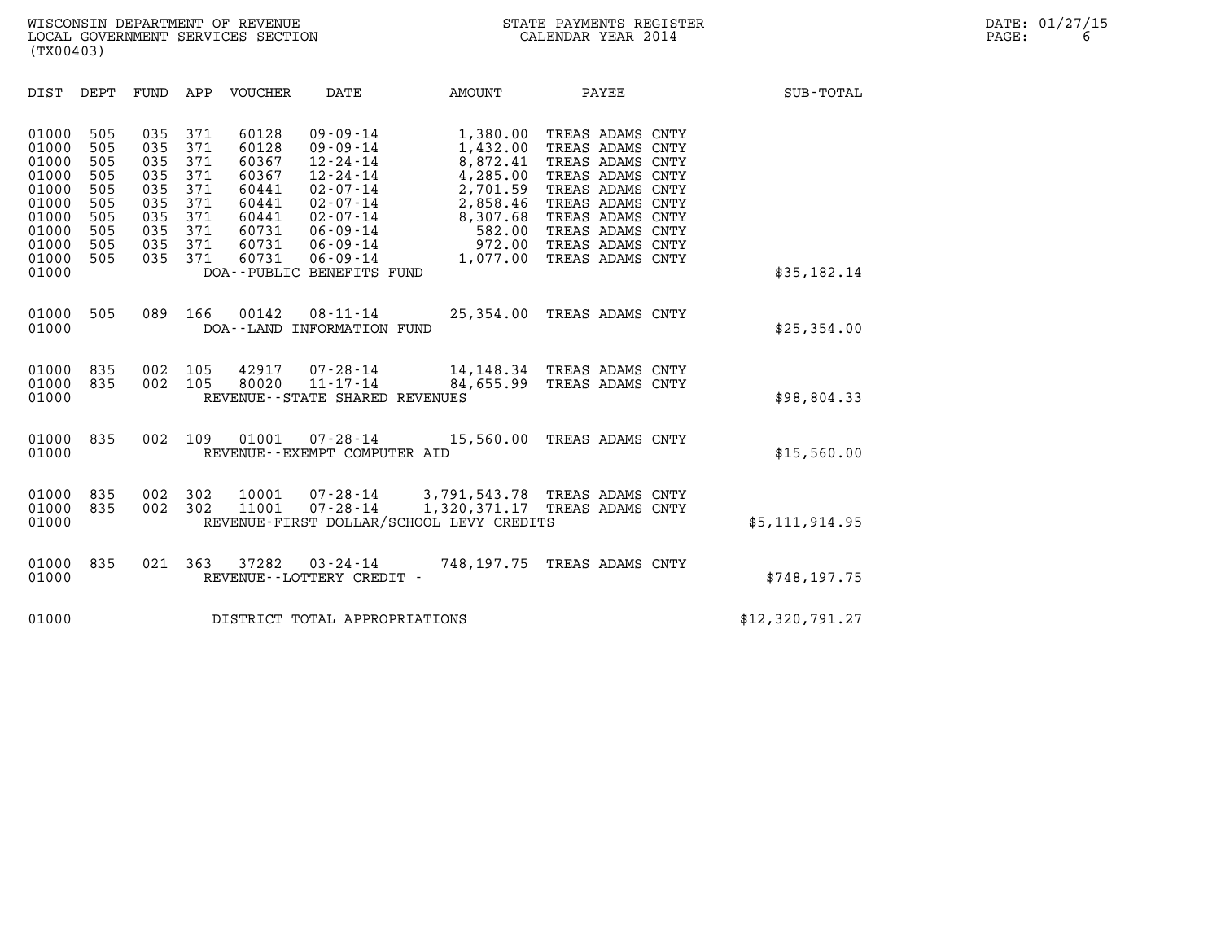WISCONSIN DEPARTMENT OF REVENUE
LOCAL GOVERNMENT SERVICES SECTION
(TX00403)

STATE PAYMENTS REGISTER
CALENDAR YEAR 2014

DATE: 01/27/15

| DIST | DEPT | FUND | APP | VOUCHER | DATE | AMOUNT | PAYEE | SUB-TOTAL |
|---|---|---|---|---|---|---|---|---|
| 01000 | 505 | 035 | 371 | 60128 | 09-09-14 | 1,380.00 | TREAS ADAMS CNTY | |
| 01000 | 505 | 035 | 371 | 60128 | 09-09-14 | 1,432.00 | TREAS ADAMS CNTY | |
| 01000 | 505 | 035 | 371 | 60367 | 12-24-14 | 8,872.41 | TREAS ADAMS CNTY | |
| 01000 | 505 | 035 | 371 | 60367 | 12-24-14 | 4,285.00 | TREAS ADAMS CNTY | |
| 01000 | 505 | 035 | 371 | 60441 | 02-07-14 | 2,701.59 | TREAS ADAMS CNTY | |
| 01000 | 505 | 035 | 371 | 60441 | 02-07-14 | 2,858.46 | TREAS ADAMS CNTY | |
| 01000 | 505 | 035 | 371 | 60441 | 02-07-14 | 8,307.68 | TREAS ADAMS CNTY | |
| 01000 | 505 | 035 | 371 | 60731 | 06-09-14 | 582.00 | TREAS ADAMS CNTY | |
| 01000 | 505 | 035 | 371 | 60731 | 06-09-14 | 972.00 | TREAS ADAMS CNTY | |
| 01000 | 505 | 035 | 371 | 60731 | 06-09-14 | 1,077.00 | TREAS ADAMS CNTY | |
| 01000 | | | | DOA--PUBLIC BENEFITS FUND | | | | $35,182.14 |
| 01000 | 505 | 089 | 166 | 00142 | 08-11-14 | 25,354.00 | TREAS ADAMS CNTY | |
| 01000 | | | | DOA--LAND INFORMATION FUND | | | | $25,354.00 |
| 01000 | 835 | 002 | 105 | 42917 | 07-28-14 | 14,148.34 | TREAS ADAMS CNTY | |
| 01000 | 835 | 002 | 105 | 80020 | 11-17-14 | 84,655.99 | TREAS ADAMS CNTY | |
| 01000 | | | | REVENUE--STATE SHARED REVENUES | | | | $98,804.33 |
| 01000 | 835 | 002 | 109 | 01001 | 07-28-14 | 15,560.00 | TREAS ADAMS CNTY | |
| 01000 | | | | REVENUE--EXEMPT COMPUTER AID | | | | $15,560.00 |
| 01000 | 835 | 002 | 302 | 10001 | 07-28-14 | 3,791,543.78 | TREAS ADAMS CNTY | |
| 01000 | 835 | 002 | 302 | 11001 | 07-28-14 | 1,320,371.17 | TREAS ADAMS CNTY | |
| 01000 | | | | REVENUE-FIRST DOLLAR/SCHOOL LEVY CREDITS | | | | $5,111,914.95 |
| 01000 | 835 | 021 | 363 | 37282 | 03-24-14 | 748,197.75 | TREAS ADAMS CNTY | |
| 01000 | | | | REVENUE--LOTTERY CREDIT - | | | | $748,197.75 |
| 01000 | | | | DISTRICT TOTAL APPROPRIATIONS | | | | $12,320,791.27 |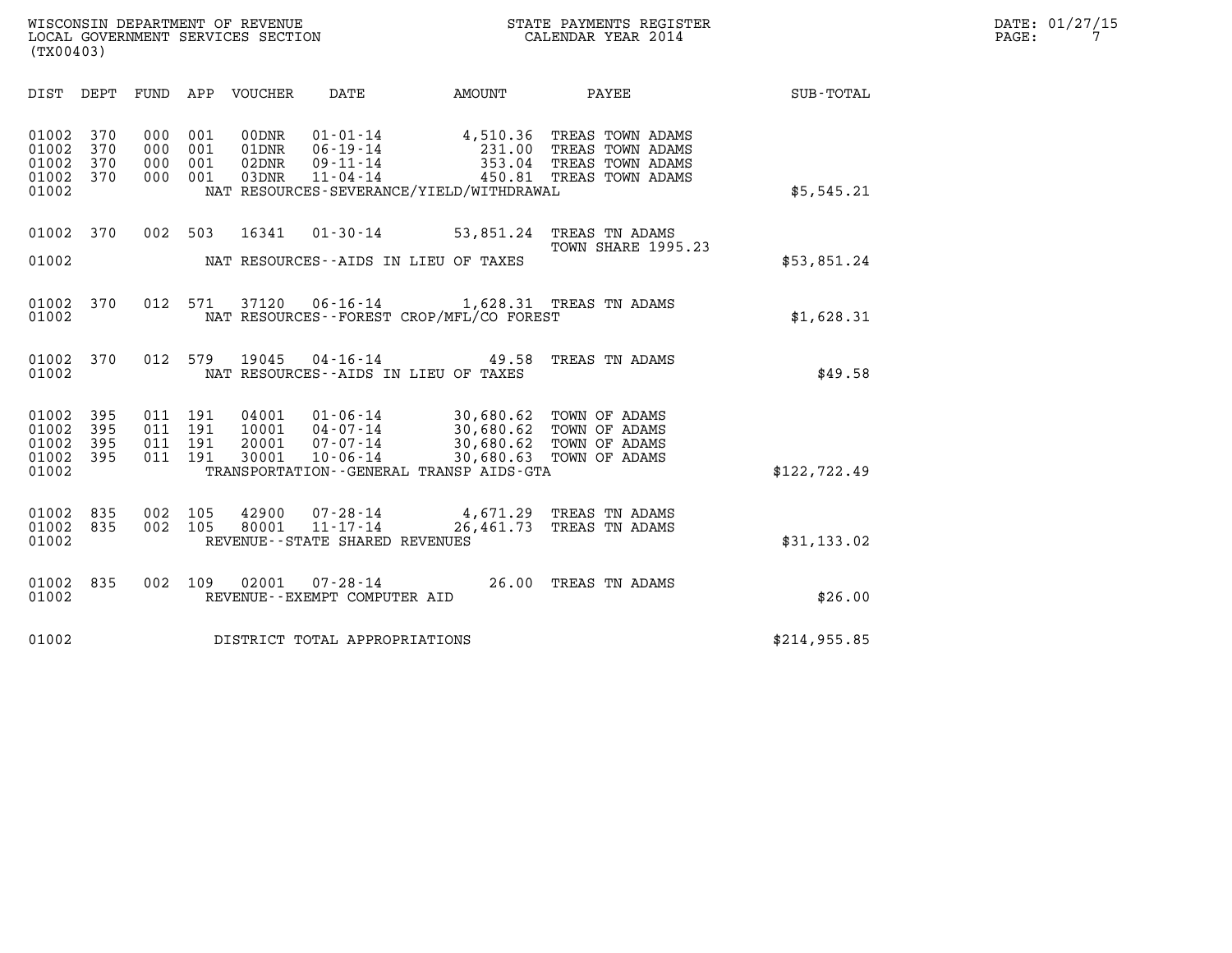WISCONSIN DEPARTMENT OF REVENUE
LOCAL GOVERNMENT SERVICES SECTION
(TX00403)

STATE PAYMENTS REGISTER
CALENDAR YEAR 2014

DATE: 01/27/15

| DIST | DEPT | FUND | APP | VOUCHER | DATE | AMOUNT | PAYEE | SUB-TOTAL |
|---|---|---|---|---|---|---|---|---|
| 01002 | 370 | 000 | 001 | 00DNR | 01-01-14 | 4,510.36 | TREAS TOWN ADAMS | |
| 01002 | 370 | 000 | 001 | 01DNR | 06-19-14 | 231.00 | TREAS TOWN ADAMS | |
| 01002 | 370 | 000 | 001 | 02DNR | 09-11-14 | 353.04 | TREAS TOWN ADAMS | |
| 01002 | 370 | 000 | 001 | 03DNR | 11-04-14 | 450.81 | TREAS TOWN ADAMS | |
| 01002 | | | | | NAT RESOURCES-SEVERANCE/YIELD/WITHDRAWAL | | | $5,545.21 |
| 01002 | 370 | 002 | 503 | 16341 | 01-30-14 | 53,851.24 | TREAS TN ADAMS TOWN SHARE 1995.23 | |
| 01002 | | | | | NAT RESOURCES--AIDS IN LIEU OF TAXES | | | $53,851.24 |
| 01002 | 370 | 012 | 571 | 37120 | 06-16-14 | 1,628.31 | TREAS TN ADAMS | |
| 01002 | | | | | NAT RESOURCES--FOREST CROP/MFL/CO FOREST | | | $1,628.31 |
| 01002 | 370 | 012 | 579 | 19045 | 04-16-14 | 49.58 | TREAS TN ADAMS | |
| 01002 | | | | | NAT RESOURCES--AIDS IN LIEU OF TAXES | | | $49.58 |
| 01002 | 395 | 011 | 191 | 04001 | 01-06-14 | 30,680.62 | TOWN OF ADAMS | |
| 01002 | 395 | 011 | 191 | 10001 | 04-07-14 | 30,680.62 | TOWN OF ADAMS | |
| 01002 | 395 | 011 | 191 | 20001 | 07-07-14 | 30,680.62 | TOWN OF ADAMS | |
| 01002 | 395 | 011 | 191 | 30001 | 10-06-14 | 30,680.63 | TOWN OF ADAMS | |
| 01002 | | | | | TRANSPORTATION--GENERAL TRANSP AIDS-GTA | | | $122,722.49 |
| 01002 | 835 | 002 | 105 | 42900 | 07-28-14 | 4,671.29 | TREAS TN ADAMS | |
| 01002 | 835 | 002 | 105 | 80001 | 11-17-14 | 26,461.73 | TREAS TN ADAMS | |
| 01002 | | | | | REVENUE--STATE SHARED REVENUES | | | $31,133.02 |
| 01002 | 835 | 002 | 109 | 02001 | 07-28-14 | 26.00 | TREAS TN ADAMS | |
| 01002 | | | | | REVENUE--EXEMPT COMPUTER AID | | | $26.00 |
| 01002 | | | | | DISTRICT TOTAL APPROPRIATIONS | | | $214,955.85 |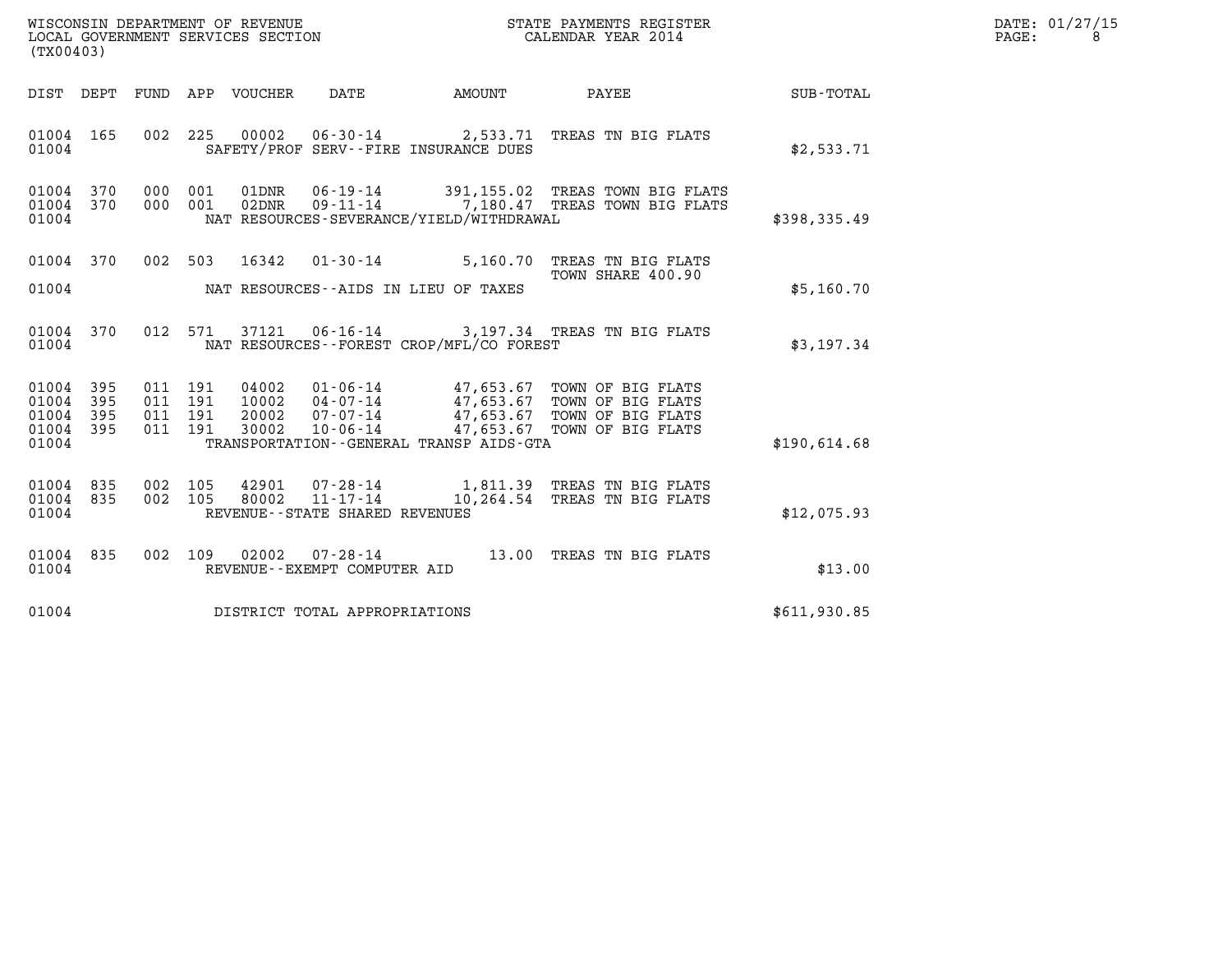WISCONSIN DEPARTMENT OF REVENUE
LOCAL GOVERNMENT SERVICES SECTION
(TX00403)

STATE PAYMENTS REGISTER
CALENDAR YEAR 2014

DATE: 01/27/15
PAGE: 8

| DIST | DEPT | FUND | APP | VOUCHER | DATE | AMOUNT | PAYEE | SUB-TOTAL |
|---|---|---|---|---|---|---|---|---|
| 01004 | 165 | 002 | 225 | 00002 | 06-30-14 | 2,533.71 | TREAS TN BIG FLATS | |
| 01004 | | | | | SAFETY/PROF SERV--FIRE INSURANCE DUES | | | $2,533.71 |
| 01004 | 370 | 000 | 001 | 01DNR | 06-19-14 | 391,155.02 | TREAS TOWN BIG FLATS | |
| 01004 | 370 | 000 | 001 | 02DNR | 09-11-14 | 7,180.47 | TREAS TOWN BIG FLATS | |
| 01004 | | | | | NAT RESOURCES-SEVERANCE/YIELD/WITHDRAWAL | | | $398,335.49 |
| 01004 | 370 | 002 | 503 | 16342 | 01-30-14 | 5,160.70 | TREAS TN BIG FLATS<br>TOWN SHARE 400.90 | |
| 01004 | | | | | NAT RESOURCES--AIDS IN LIEU OF TAXES | | | $5,160.70 |
| 01004 | 370 | 012 | 571 | 37121 | 06-16-14 | 3,197.34 | TREAS TN BIG FLATS | |
| 01004 | | | | | NAT RESOURCES--FOREST CROP/MFL/CO FOREST | | | $3,197.34 |
| 01004 | 395 | 011 | 191 | 04002 | 01-06-14 | 47,653.67 | TOWN OF BIG FLATS | |
| 01004 | 395 | 011 | 191 | 10002 | 04-07-14 | 47,653.67 | TOWN OF BIG FLATS | |
| 01004 | 395 | 011 | 191 | 20002 | 07-07-14 | 47,653.67 | TOWN OF BIG FLATS | |
| 01004 | 395 | 011 | 191 | 30002 | 10-06-14 | 47,653.67 | TOWN OF BIG FLATS | |
| 01004 | | | | | TRANSPORTATION--GENERAL TRANSP AIDS-GTA | | | $190,614.68 |
| 01004 | 835 | 002 | 105 | 42901 | 07-28-14 | 1,811.39 | TREAS TN BIG FLATS | |
| 01004 | 835 | 002 | 105 | 80002 | 11-17-14 | 10,264.54 | TREAS TN BIG FLATS | |
| 01004 | | | | | REVENUE--STATE SHARED REVENUES | | | $12,075.93 |
| 01004 | 835 | 002 | 109 | 02002 | 07-28-14 | 13.00 | TREAS TN BIG FLATS | |
| 01004 | | | | | REVENUE--EXEMPT COMPUTER AID | | | $13.00 |
| 01004 | | | | | DISTRICT TOTAL APPROPRIATIONS | | | $611,930.85 |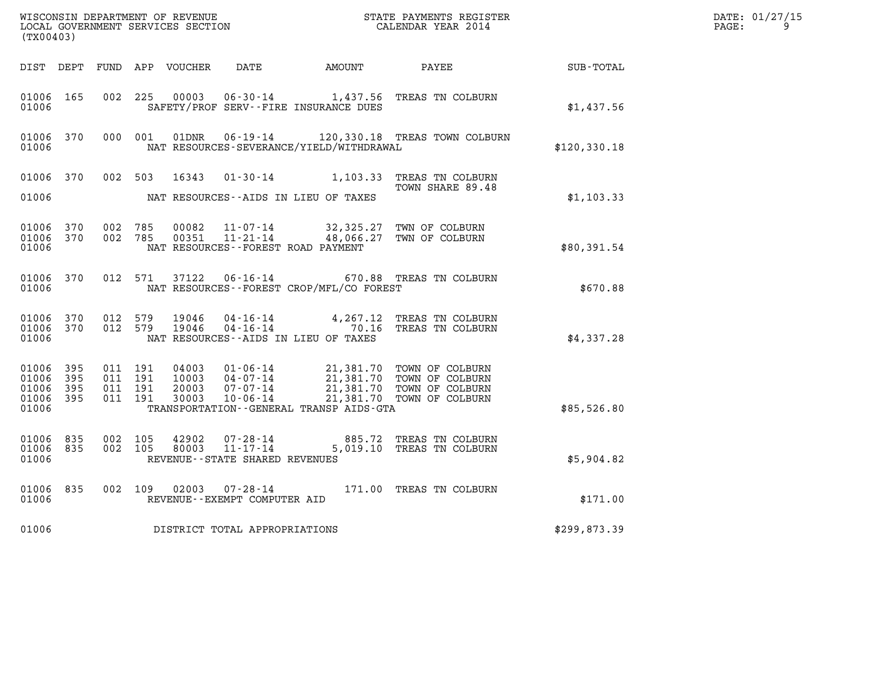WISCONSIN DEPARTMENT OF REVENUE
LOCAL GOVERNMENT SERVICES SECTION
(TX00403)

STATE PAYMENTS REGISTER
CALENDAR YEAR 2014

DATE: 01/27/15

| DIST | DEPT | FUND | APP | VOUCHER | DATE | AMOUNT | PAYEE | SUB-TOTAL |
|---|---|---|---|---|---|---|---|---|
| 01006 | 165 | 002 | 225 | 00003 | 06-30-14 | 1,437.56 | TREAS TN COLBURN | |
| 01006 | | | | | SAFETY/PROF SERV--FIRE INSURANCE DUES | | | $1,437.56 |
| 01006 | 370 | 000 | 001 | 01DNR | 06-19-14 | 120,330.18 | TREAS TOWN COLBURN | |
| 01006 | | | | | NAT RESOURCES-SEVERANCE/YIELD/WITHDRAWAL | | | $120,330.18 |
| 01006 | 370 | 002 | 503 | 16343 | 01-30-14 | 1,103.33 | TREAS TN COLBURN TOWN SHARE 89.48 | |
| 01006 | | | | | NAT RESOURCES--AIDS IN LIEU OF TAXES | | | $1,103.33 |
| 01006 | 370 | 002 | 785 | 00082 | 11-07-14 | 32,325.27 | TWN OF COLBURN | |
| 01006 | 370 | 002 | 785 | 00351 | 11-21-14 | 48,066.27 | TWN OF COLBURN | |
| 01006 | | | | | NAT RESOURCES--FOREST ROAD PAYMENT | | | $80,391.54 |
| 01006 | 370 | 012 | 571 | 37122 | 06-16-14 | 670.88 | TREAS TN COLBURN | |
| 01006 | | | | | NAT RESOURCES--FOREST CROP/MFL/CO FOREST | | | $670.88 |
| 01006 | 370 | 012 | 579 | 19046 | 04-16-14 | 4,267.12 | TREAS TN COLBURN | |
| 01006 | 370 | 012 | 579 | 19046 | 04-16-14 | 70.16 | TREAS TN COLBURN | |
| 01006 | | | | | NAT RESOURCES--AIDS IN LIEU OF TAXES | | | $4,337.28 |
| 01006 | 395 | 011 | 191 | 04003 | 01-06-14 | 21,381.70 | TOWN OF COLBURN | |
| 01006 | 395 | 011 | 191 | 10003 | 04-07-14 | 21,381.70 | TOWN OF COLBURN | |
| 01006 | 395 | 011 | 191 | 20003 | 07-07-14 | 21,381.70 | TOWN OF COLBURN | |
| 01006 | 395 | 011 | 191 | 30003 | 10-06-14 | 21,381.70 | TOWN OF COLBURN | |
| 01006 | | | | | TRANSPORTATION--GENERAL TRANSP AIDS-GTA | | | $85,526.80 |
| 01006 | 835 | 002 | 105 | 42902 | 07-28-14 | 885.72 | TREAS TN COLBURN | |
| 01006 | 835 | 002 | 105 | 80003 | 11-17-14 | 5,019.10 | TREAS TN COLBURN | |
| 01006 | | | | | REVENUE--STATE SHARED REVENUES | | | $5,904.82 |
| 01006 | 835 | 002 | 109 | 02003 | 07-28-14 | 171.00 | TREAS TN COLBURN | |
| 01006 | | | | | REVENUE--EXEMPT COMPUTER AID | | | $171.00 |
| 01006 | | | | | DISTRICT TOTAL APPROPRIATIONS | | | $299,873.39 |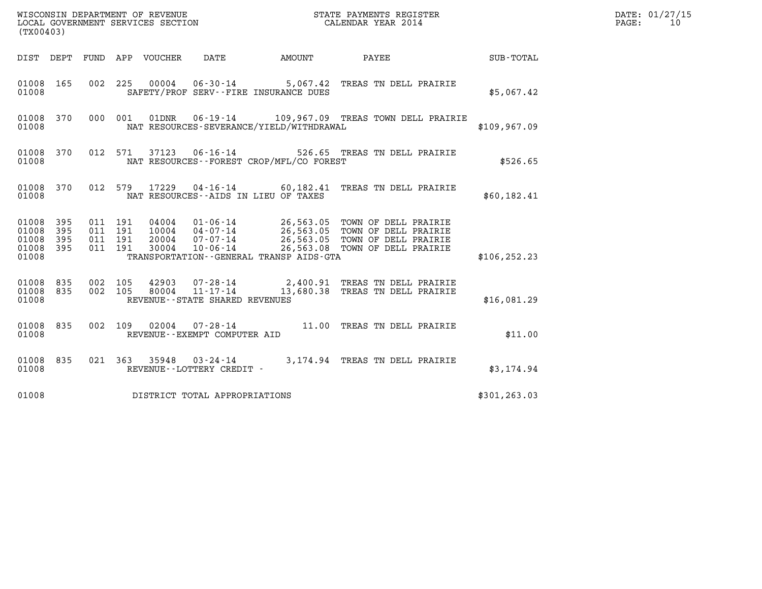WISCONSIN DEPARTMENT OF REVENUE
LOCAL GOVERNMENT SERVICES SECTION
(TX00403)

STATE PAYMENTS REGISTER
CALENDAR YEAR 2014

DATE: 01/27/15

| DIST | DEPT | FUND | APP | VOUCHER | DATE | AMOUNT | PAYEE | SUB-TOTAL |
|---|---|---|---|---|---|---|---|---|
| 01008 | 165 | 002 | 225 | 00004 | 06-30-14 | 5,067.42 | TREAS TN DELL PRAIRIE | |
| 01008 | | | | SAFETY/PROF SERV--FIRE INSURANCE DUES | | | | $5,067.42 |
| 01008 | 370 | 000 | 001 | 01DNR | 06-19-14 | 109,967.09 | TREAS TOWN DELL PRAIRIE | |
| 01008 | | | | NAT RESOURCES-SEVERANCE/YIELD/WITHDRAWAL | | | | $109,967.09 |
| 01008 | 370 | 012 | 571 | 37123 | 06-16-14 | 526.65 | TREAS TN DELL PRAIRIE | |
| 01008 | | | | NAT RESOURCES--FOREST CROP/MFL/CO FOREST | | | | $526.65 |
| 01008 | 370 | 012 | 579 | 17229 | 04-16-14 | 60,182.41 | TREAS TN DELL PRAIRIE | |
| 01008 | | | | NAT RESOURCES--AIDS IN LIEU OF TAXES | | | | $60,182.41 |
| 01008 | 395 | 011 | 191 | 04004 | 01-06-14 | 26,563.05 | TOWN OF DELL PRAIRIE | |
| 01008 | 395 | 011 | 191 | 10004 | 04-07-14 | 26,563.05 | TOWN OF DELL PRAIRIE | |
| 01008 | 395 | 011 | 191 | 20004 | 07-07-14 | 26,563.05 | TOWN OF DELL PRAIRIE | |
| 01008 | 395 | 011 | 191 | 30004 | 10-06-14 | 26,563.08 | TOWN OF DELL PRAIRIE | |
| 01008 | | | | TRANSPORTATION--GENERAL TRANSP AIDS-GTA | | | | $106,252.23 |
| 01008 | 835 | 002 | 105 | 42903 | 07-28-14 | 2,400.91 | TREAS TN DELL PRAIRIE | |
| 01008 | 835 | 002 | 105 | 80004 | 11-17-14 | 13,680.38 | TREAS TN DELL PRAIRIE | |
| 01008 | | | | REVENUE--STATE SHARED REVENUES | | | | $16,081.29 |
| 01008 | 835 | 002 | 109 | 02004 | 07-28-14 | 11.00 | TREAS TN DELL PRAIRIE | |
| 01008 | | | | REVENUE--EXEMPT COMPUTER AID | | | | $11.00 |
| 01008 | 835 | 021 | 363 | 35948 | 03-24-14 | 3,174.94 | TREAS TN DELL PRAIRIE | |
| 01008 | | | | REVENUE--LOTTERY CREDIT - | | | | $3,174.94 |
| 01008 | | | | DISTRICT TOTAL APPROPRIATIONS | | | | $301,263.03 |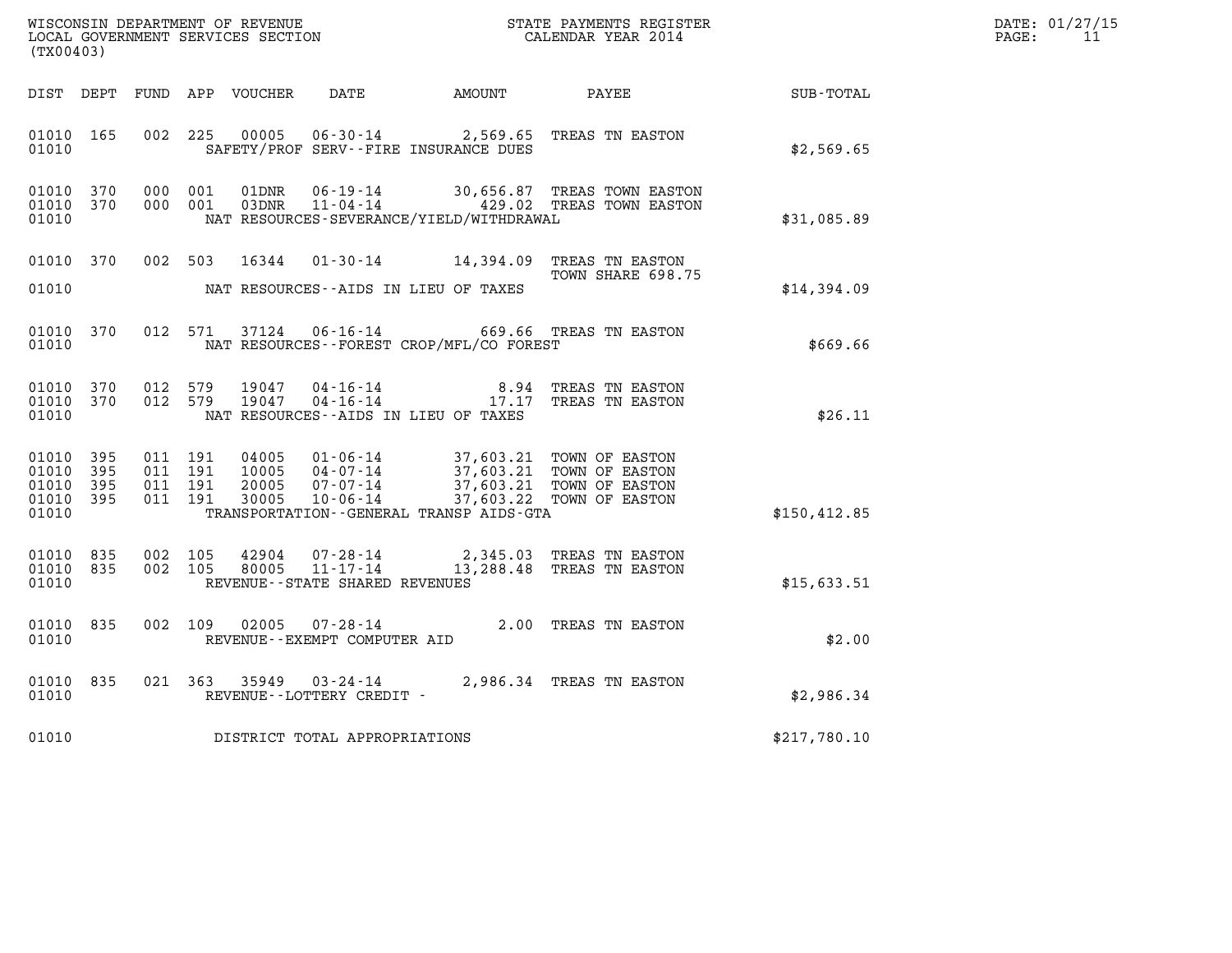WISCONSIN DEPARTMENT OF REVENUE
LOCAL GOVERNMENT SERVICES SECTION
(TX00403)

STATE PAYMENTS REGISTER
CALENDAR YEAR 2014

DATE: 01/27/15
PAGE: 11

| DIST | DEPT | FUND | APP | VOUCHER | DATE | AMOUNT | PAYEE | SUB-TOTAL |
|---|---|---|---|---|---|---|---|---|
| 01010 | 165 | 002 | 225 | 00005 | 06-30-14 | 2,569.65 | TREAS TN EASTON | |
| 01010 | | | | | SAFETY/PROF SERV--FIRE INSURANCE DUES | | | $2,569.65 |
| 01010 | 370 | 000 | 001 | 01DNR | 06-19-14 | 30,656.87 | TREAS TOWN EASTON | |
| 01010 | 370 | 000 | 001 | 03DNR | 11-04-14 | 429.02 | TREAS TOWN EASTON | |
| 01010 | | | | | NAT RESOURCES-SEVERANCE/YIELD/WITHDRAWAL | | | $31,085.89 |
| 01010 | 370 | 002 | 503 | 16344 | 01-30-14 | 14,394.09 | TREAS TN EASTON TOWN SHARE 698.75 | |
| 01010 | | | | | NAT RESOURCES--AIDS IN LIEU OF TAXES | | | $14,394.09 |
| 01010 | 370 | 012 | 571 | 37124 | 06-16-14 | 669.66 | TREAS TN EASTON | |
| 01010 | | | | | NAT RESOURCES--FOREST CROP/MFL/CO FOREST | | | $669.66 |
| 01010 | 370 | 012 | 579 | 19047 | 04-16-14 | 8.94 | TREAS TN EASTON | |
| 01010 | 370 | 012 | 579 | 19047 | 04-16-14 | 17.17 | TREAS TN EASTON | |
| 01010 | | | | | NAT RESOURCES--AIDS IN LIEU OF TAXES | | | $26.11 |
| 01010 | 395 | 011 | 191 | 04005 | 01-06-14 | 37,603.21 | TOWN OF EASTON | |
| 01010 | 395 | 011 | 191 | 10005 | 04-07-14 | 37,603.21 | TOWN OF EASTON | |
| 01010 | 395 | 011 | 191 | 20005 | 07-07-14 | 37,603.21 | TOWN OF EASTON | |
| 01010 | 395 | 011 | 191 | 30005 | 10-06-14 | 37,603.22 | TOWN OF EASTON | |
| 01010 | | | | | TRANSPORTATION--GENERAL TRANSP AIDS-GTA | | | $150,412.85 |
| 01010 | 835 | 002 | 105 | 42904 | 07-28-14 | 2,345.03 | TREAS TN EASTON | |
| 01010 | 835 | 002 | 105 | 80005 | 11-17-14 | 13,288.48 | TREAS TN EASTON | |
| 01010 | | | | | REVENUE--STATE SHARED REVENUES | | | $15,633.51 |
| 01010 | 835 | 002 | 109 | 02005 | 07-28-14 | 2.00 | TREAS TN EASTON | |
| 01010 | | | | | REVENUE--EXEMPT COMPUTER AID | | | $2.00 |
| 01010 | 835 | 021 | 363 | 35949 | 03-24-14 | 2,986.34 | TREAS TN EASTON | |
| 01010 | | | | | REVENUE--LOTTERY CREDIT - | | | $2,986.34 |
| 01010 | | | | | DISTRICT TOTAL APPROPRIATIONS | | | $217,780.10 |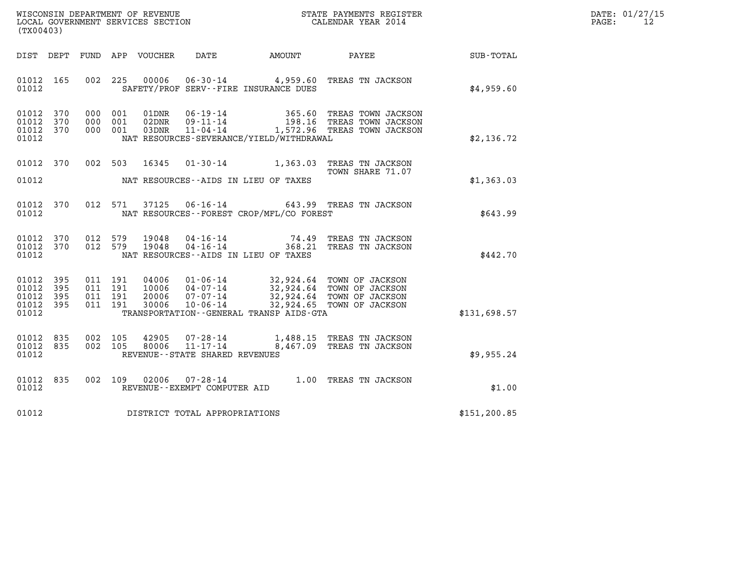WISCONSIN DEPARTMENT OF REVENUE
LOCAL GOVERNMENT SERVICES SECTION
(TX00403)

STATE PAYMENTS REGISTER
CALENDAR YEAR 2014

DATE: 01/27/15

| DIST | DEPT | FUND | APP | VOUCHER | DATE | AMOUNT | PAYEE | SUB-TOTAL |
|---|---|---|---|---|---|---|---|---|
| 01012 | 165 | 002 | 225 | 00006 | 06-30-14 | 4,959.60 | TREAS TN JACKSON | |
| 01012 | | | | | SAFETY/PROF SERV--FIRE INSURANCE DUES | | | $4,959.60 |
| 01012 | 370 | 000 | 001 | 01DNR | 06-19-14 | 365.60 | TREAS TOWN JACKSON | |
| 01012 | 370 | 000 | 001 | 02DNR | 09-11-14 | 198.16 | TREAS TOWN JACKSON | |
| 01012 | 370 | 000 | 001 | 03DNR | 11-04-14 | 1,572.96 | TREAS TOWN JACKSON | |
| 01012 | | | | | NAT RESOURCES-SEVERANCE/YIELD/WITHDRAWAL | | | $2,136.72 |
| 01012 | 370 | 002 | 503 | 16345 | 01-30-14 | 1,363.03 | TREAS TN JACKSON TOWN SHARE 71.07 | |
| 01012 | | | | | NAT RESOURCES--AIDS IN LIEU OF TAXES | | | $1,363.03 |
| 01012 | 370 | 012 | 571 | 37125 | 06-16-14 | 643.99 | TREAS TN JACKSON | |
| 01012 | | | | | NAT RESOURCES--FOREST CROP/MFL/CO FOREST | | | $643.99 |
| 01012 | 370 | 012 | 579 | 19048 | 04-16-14 | 74.49 | TREAS TN JACKSON | |
| 01012 | 370 | 012 | 579 | 19048 | 04-16-14 | 368.21 | TREAS TN JACKSON | |
| 01012 | | | | | NAT RESOURCES--AIDS IN LIEU OF TAXES | | | $442.70 |
| 01012 | 395 | 011 | 191 | 04006 | 01-06-14 | 32,924.64 | TOWN OF JACKSON | |
| 01012 | 395 | 011 | 191 | 10006 | 04-07-14 | 32,924.64 | TOWN OF JACKSON | |
| 01012 | 395 | 011 | 191 | 20006 | 07-07-14 | 32,924.64 | TOWN OF JACKSON | |
| 01012 | 395 | 011 | 191 | 30006 | 10-06-14 | 32,924.65 | TOWN OF JACKSON | |
| 01012 | | | | | TRANSPORTATION--GENERAL TRANSP AIDS-GTA | | | $131,698.57 |
| 01012 | 835 | 002 | 105 | 42905 | 07-28-14 | 1,488.15 | TREAS TN JACKSON | |
| 01012 | 835 | 002 | 105 | 80006 | 11-17-14 | 8,467.09 | TREAS TN JACKSON | |
| 01012 | | | | | REVENUE--STATE SHARED REVENUES | | | $9,955.24 |
| 01012 | 835 | 002 | 109 | 02006 | 07-28-14 | 1.00 | TREAS TN JACKSON | |
| 01012 | | | | | REVENUE--EXEMPT COMPUTER AID | | | $1.00 |
| 01012 | | | | | DISTRICT TOTAL APPROPRIATIONS | | | $151,200.85 |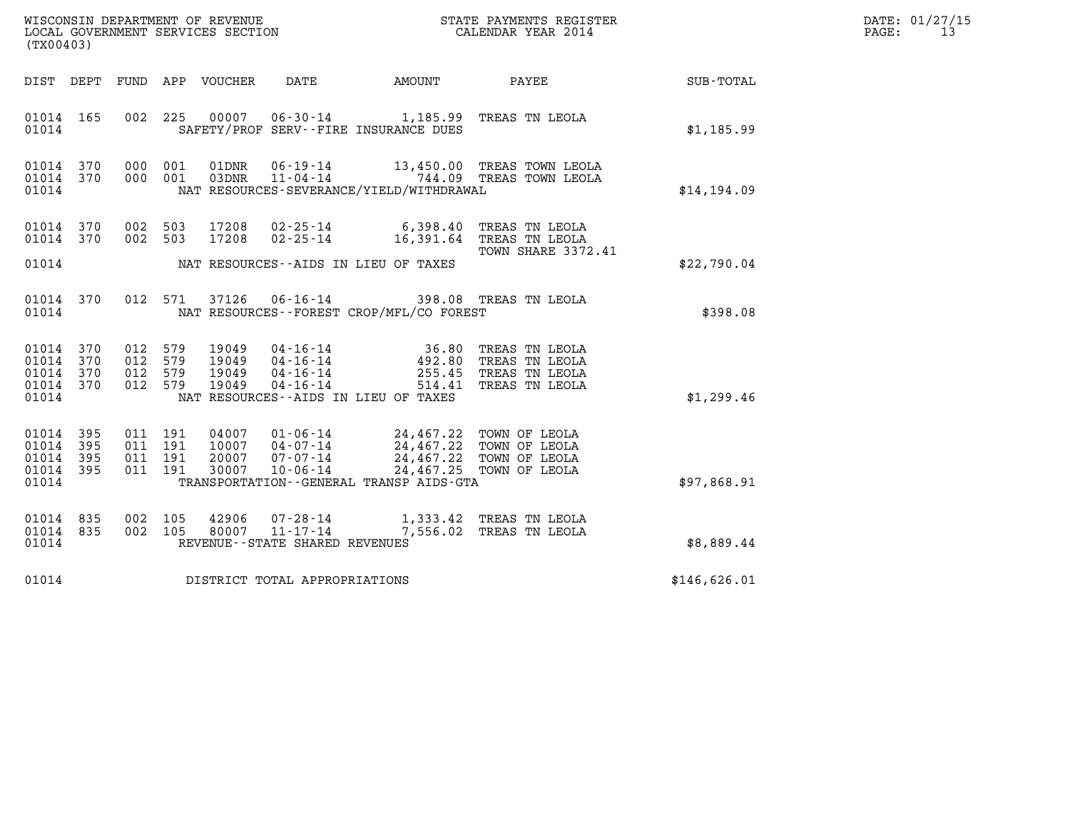WISCONSIN DEPARTMENT OF REVENUE
LOCAL GOVERNMENT SERVICES SECTION
(TX00403)

STATE PAYMENTS REGISTER
CALENDAR YEAR 2014

DATE: 01/27/15

| DIST | DEPT | FUND | APP | VOUCHER | DATE | AMOUNT | PAYEE | SUB-TOTAL |
|---|---|---|---|---|---|---|---|---|
| 01014 | 165 | 002 | 225 | 00007 | 06-30-14 | 1,185.99 | TREAS TN LEOLA | |
| 01014 | | | | | SAFETY/PROF SERV--FIRE INSURANCE DUES | | | $1,185.99 |
| 01014 | 370 | 000 | 001 | 01DNR | 06-19-14 | 13,450.00 | TREAS TOWN LEOLA | |
| 01014 | 370 | 000 | 001 | 03DNR | 11-04-14 | 744.09 | TREAS TOWN LEOLA | |
| 01014 | | | | | NAT RESOURCES-SEVERANCE/YIELD/WITHDRAWAL | | | $14,194.09 |
| 01014 | 370 | 002 | 503 | 17208 | 02-25-14 | 6,398.40 | TREAS TN LEOLA | |
| 01014 | 370 | 002 | 503 | 17208 | 02-25-14 | 16,391.64 | TREAS TN LEOLA TOWN SHARE 3372.41 | |
| 01014 | | | | | NAT RESOURCES--AIDS IN LIEU OF TAXES | | | $22,790.04 |
| 01014 | 370 | 012 | 571 | 37126 | 06-16-14 | 398.08 | TREAS TN LEOLA | |
| 01014 | | | | | NAT RESOURCES--FOREST CROP/MFL/CO FOREST | | | $398.08 |
| 01014 | 370 | 012 | 579 | 19049 | 04-16-14 | 36.80 | TREAS TN LEOLA | |
| 01014 | 370 | 012 | 579 | 19049 | 04-16-14 | 492.80 | TREAS TN LEOLA | |
| 01014 | 370 | 012 | 579 | 19049 | 04-16-14 | 255.45 | TREAS TN LEOLA | |
| 01014 | 370 | 012 | 579 | 19049 | 04-16-14 | 514.41 | TREAS TN LEOLA | |
| 01014 | | | | | NAT RESOURCES--AIDS IN LIEU OF TAXES | | | $1,299.46 |
| 01014 | 395 | 011 | 191 | 04007 | 01-06-14 | 24,467.22 | TOWN OF LEOLA | |
| 01014 | 395 | 011 | 191 | 10007 | 04-07-14 | 24,467.22 | TOWN OF LEOLA | |
| 01014 | 395 | 011 | 191 | 20007 | 07-07-14 | 24,467.22 | TOWN OF LEOLA | |
| 01014 | 395 | 011 | 191 | 30007 | 10-06-14 | 24,467.25 | TOWN OF LEOLA | |
| 01014 | | | | | TRANSPORTATION--GENERAL TRANSP AIDS-GTA | | | $97,868.91 |
| 01014 | 835 | 002 | 105 | 42906 | 07-28-14 | 1,333.42 | TREAS TN LEOLA | |
| 01014 | 835 | 002 | 105 | 80007 | 11-17-14 | 7,556.02 | TREAS TN LEOLA | |
| 01014 | | | | | REVENUE--STATE SHARED REVENUES | | | $8,889.44 |
| 01014 | | | | | DISTRICT TOTAL APPROPRIATIONS | | | $146,626.01 |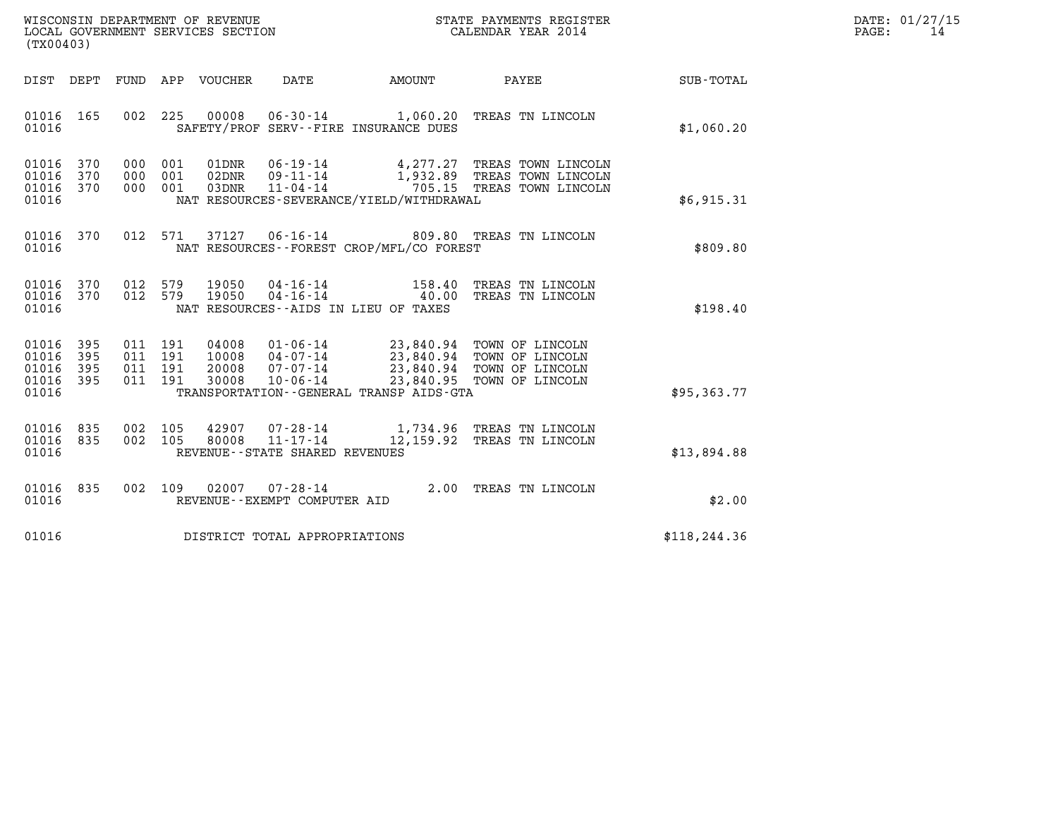WISCONSIN DEPARTMENT OF REVENUE
LOCAL GOVERNMENT SERVICES SECTION
(TX00403)

STATE PAYMENTS REGISTER
CALENDAR YEAR 2014

DATE: 01/27/15

| DIST | DEPT | FUND | APP | VOUCHER | DATE | AMOUNT | PAYEE | SUB-TOTAL |
|---|---|---|---|---|---|---|---|---|
| 01016 | 165 | 002 | 225 | 00008 | 06-30-14 | 1,060.20 | TREAS TN LINCOLN | |
| 01016 | | | | SAFETY/PROF SERV--FIRE INSURANCE DUES | | | | $1,060.20 |
| 01016 | 370 | 000 | 001 | 01DNR | 06-19-14 | 4,277.27 | TREAS TOWN LINCOLN | |
| 01016 | 370 | 000 | 001 | 02DNR | 09-11-14 | 1,932.89 | TREAS TOWN LINCOLN | |
| 01016 | 370 | 000 | 001 | 03DNR | 11-04-14 | 705.15 | TREAS TOWN LINCOLN | |
| 01016 | | | | NAT RESOURCES-SEVERANCE/YIELD/WITHDRAWAL | | | | $6,915.31 |
| 01016 | 370 | 012 | 571 | 37127 | 06-16-14 | 809.80 | TREAS TN LINCOLN | |
| 01016 | | | | NAT RESOURCES--FOREST CROP/MFL/CO FOREST | | | | $809.80 |
| 01016 | 370 | 012 | 579 | 19050 | 04-16-14 | 158.40 | TREAS TN LINCOLN | |
| 01016 | 370 | 012 | 579 | 19050 | 04-16-14 | 40.00 | TREAS TN LINCOLN | |
| 01016 | | | | NAT RESOURCES--AIDS IN LIEU OF TAXES | | | | $198.40 |
| 01016 | 395 | 011 | 191 | 04008 | 01-06-14 | 23,840.94 | TOWN OF LINCOLN | |
| 01016 | 395 | 011 | 191 | 10008 | 04-07-14 | 23,840.94 | TOWN OF LINCOLN | |
| 01016 | 395 | 011 | 191 | 20008 | 07-07-14 | 23,840.94 | TOWN OF LINCOLN | |
| 01016 | 395 | 011 | 191 | 30008 | 10-06-14 | 23,840.95 | TOWN OF LINCOLN | |
| 01016 | | | | TRANSPORTATION--GENERAL TRANSP AIDS-GTA | | | | $95,363.77 |
| 01016 | 835 | 002 | 105 | 42907 | 07-28-14 | 1,734.96 | TREAS TN LINCOLN | |
| 01016 | 835 | 002 | 105 | 80008 | 11-17-14 | 12,159.92 | TREAS TN LINCOLN | |
| 01016 | | | | REVENUE--STATE SHARED REVENUES | | | | $13,894.88 |
| 01016 | 835 | 002 | 109 | 02007 | 07-28-14 | 2.00 | TREAS TN LINCOLN | |
| 01016 | | | | REVENUE--EXEMPT COMPUTER AID | | | | $2.00 |
| 01016 | | | | DISTRICT TOTAL APPROPRIATIONS | | | | $118,244.36 |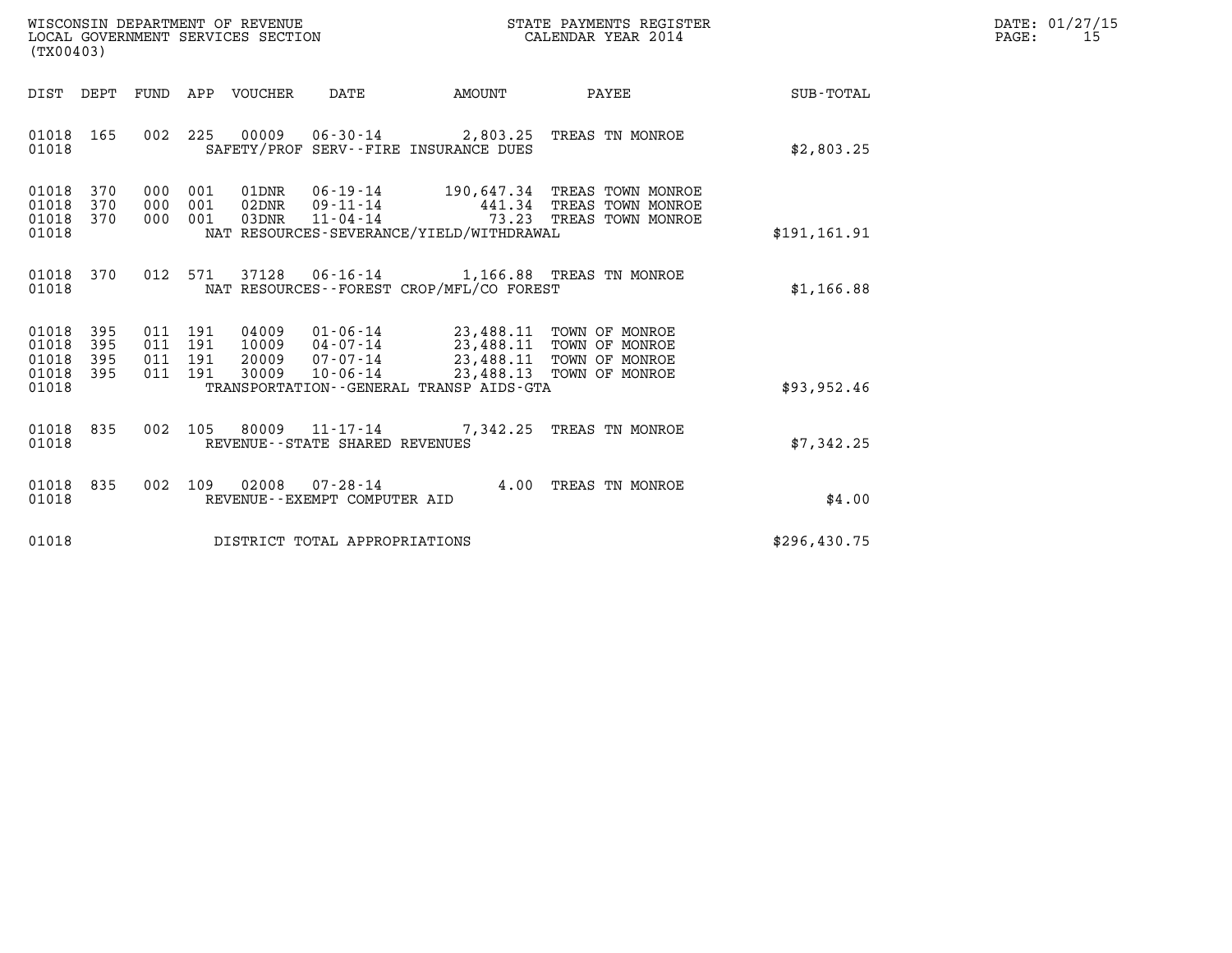WISCONSIN DEPARTMENT OF REVENUE
LOCAL GOVERNMENT SERVICES SECTION
(TX00403)

STATE PAYMENTS REGISTER
CALENDAR YEAR 2014

DATE: 01/27/15
PAGE: 15

| DIST | DEPT | FUND | APP | VOUCHER | DATE | AMOUNT | PAYEE | SUB-TOTAL |
|---|---|---|---|---|---|---|---|---|
| 01018 | 165 | 002 | 225 | 00009 | 06-30-14 | 2,803.25 | TREAS TN MONROE | |
| 01018 | | | | SAFETY/PROF SERV--FIRE INSURANCE DUES | | | | $2,803.25 |
| 01018 | 370 | 000 | 001 | 01DNR | 06-19-14 | 190,647.34 | TREAS TOWN MONROE | |
| 01018 | 370 | 000 | 001 | 02DNR | 09-11-14 | 441.34 | TREAS TOWN MONROE | |
| 01018 | 370 | 000 | 001 | 03DNR | 11-04-14 | 73.23 | TREAS TOWN MONROE | |
| 01018 | | | | NAT RESOURCES-SEVERANCE/YIELD/WITHDRAWAL | | | | $191,161.91 |
| 01018 | 370 | 012 | 571 | 37128 | 06-16-14 | 1,166.88 | TREAS TN MONROE | |
| 01018 | | | | NAT RESOURCES--FOREST CROP/MFL/CO FOREST | | | | $1,166.88 |
| 01018 | 395 | 011 | 191 | 04009 | 01-06-14 | 23,488.11 | TOWN OF MONROE | |
| 01018 | 395 | 011 | 191 | 10009 | 04-07-14 | 23,488.11 | TOWN OF MONROE | |
| 01018 | 395 | 011 | 191 | 20009 | 07-07-14 | 23,488.11 | TOWN OF MONROE | |
| 01018 | 395 | 011 | 191 | 30009 | 10-06-14 | 23,488.13 | TOWN OF MONROE | |
| 01018 | | | | TRANSPORTATION--GENERAL TRANSP AIDS-GTA | | | | $93,952.46 |
| 01018 | 835 | 002 | 105 | 80009 | 11-17-14 | 7,342.25 | TREAS TN MONROE | |
| 01018 | | | | REVENUE--STATE SHARED REVENUES | | | | $7,342.25 |
| 01018 | 835 | 002 | 109 | 02008 | 07-28-14 | 4.00 | TREAS TN MONROE | |
| 01018 | | | | REVENUE--EXEMPT COMPUTER AID | | | | $4.00 |
| 01018 | | | | DISTRICT TOTAL APPROPRIATIONS | | | | $296,430.75 |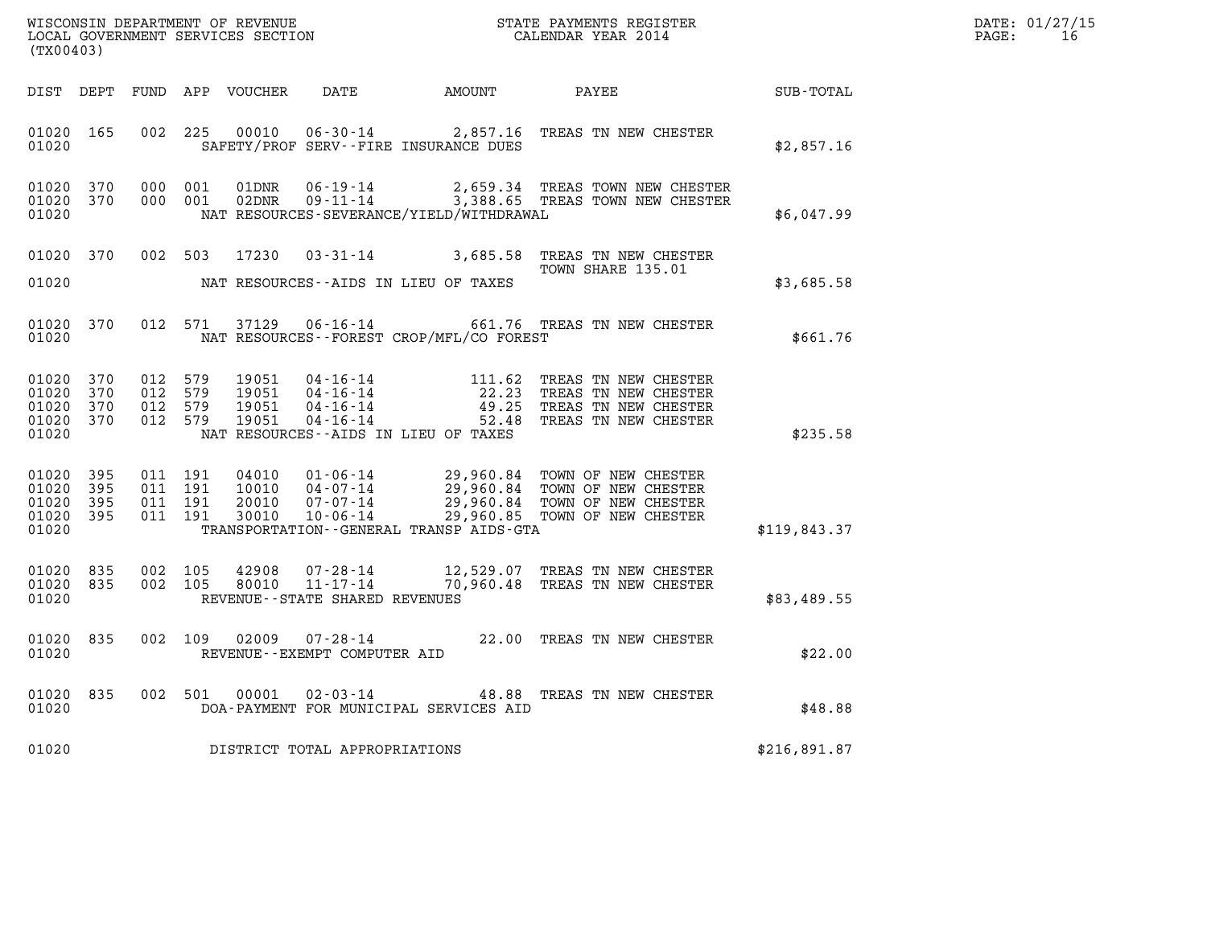WISCONSIN DEPARTMENT OF REVENUE
LOCAL GOVERNMENT SERVICES SECTION
(TX00403)

STATE PAYMENTS REGISTER
CALENDAR YEAR 2014

DATE: 01/27/15

| DIST | DEPT | FUND | APP | VOUCHER | DATE | AMOUNT | PAYEE | SUB-TOTAL |
|---|---|---|---|---|---|---|---|---|
| 01020 | 165 | 002 | 225 | 00010 | 06-30-14 | 2,857.16 | TREAS TN NEW CHESTER | |
| 01020 | | | | | SAFETY/PROF SERV--FIRE INSURANCE DUES | | | $2,857.16 |
| 01020 | 370 | 000 | 001 | 01DNR | 06-19-14 | 2,659.34 | TREAS TOWN NEW CHESTER | |
| 01020 | 370 | 000 | 001 | 02DNR | 09-11-14 | 3,388.65 | TREAS TOWN NEW CHESTER | |
| 01020 | | | | | NAT RESOURCES-SEVERANCE/YIELD/WITHDRAWAL | | | $6,047.99 |
| 01020 | 370 | 002 | 503 | 17230 | 03-31-14 | 3,685.58 | TREAS TN NEW CHESTER TOWN SHARE 135.01 | |
| 01020 | | | | | NAT RESOURCES--AIDS IN LIEU OF TAXES | | | $3,685.58 |
| 01020 | 370 | 012 | 571 | 37129 | 06-16-14 | 661.76 | TREAS TN NEW CHESTER | |
| 01020 | | | | | NAT RESOURCES--FOREST CROP/MFL/CO FOREST | | | $661.76 |
| 01020 | 370 | 012 | 579 | 19051 | 04-16-14 | 111.62 | TREAS TN NEW CHESTER | |
| 01020 | 370 | 012 | 579 | 19051 | 04-16-14 | 22.23 | TREAS TN NEW CHESTER | |
| 01020 | 370 | 012 | 579 | 19051 | 04-16-14 | 49.25 | TREAS TN NEW CHESTER | |
| 01020 | 370 | 012 | 579 | 19051 | 04-16-14 | 52.48 | TREAS TN NEW CHESTER | |
| 01020 | | | | | NAT RESOURCES--AIDS IN LIEU OF TAXES | | | $235.58 |
| 01020 | 395 | 011 | 191 | 04010 | 01-06-14 | 29,960.84 | TOWN OF NEW CHESTER | |
| 01020 | 395 | 011 | 191 | 10010 | 04-07-14 | 29,960.84 | TOWN OF NEW CHESTER | |
| 01020 | 395 | 011 | 191 | 20010 | 07-07-14 | 29,960.84 | TOWN OF NEW CHESTER | |
| 01020 | 395 | 011 | 191 | 30010 | 10-06-14 | 29,960.85 | TOWN OF NEW CHESTER | |
| 01020 | | | | | TRANSPORTATION--GENERAL TRANSP AIDS-GTA | | | $119,843.37 |
| 01020 | 835 | 002 | 105 | 42908 | 07-28-14 | 12,529.07 | TREAS TN NEW CHESTER | |
| 01020 | 835 | 002 | 105 | 80010 | 11-17-14 | 70,960.48 | TREAS TN NEW CHESTER | |
| 01020 | | | | | REVENUE--STATE SHARED REVENUES | | | $83,489.55 |
| 01020 | 835 | 002 | 109 | 02009 | 07-28-14 | 22.00 | TREAS TN NEW CHESTER | |
| 01020 | | | | | REVENUE--EXEMPT COMPUTER AID | | | $22.00 |
| 01020 | 835 | 002 | 501 | 00001 | 02-03-14 | 48.88 | TREAS TN NEW CHESTER | |
| 01020 | | | | | DOA-PAYMENT FOR MUNICIPAL SERVICES AID | | | $48.88 |
| 01020 | | | | | DISTRICT TOTAL APPROPRIATIONS | | | $216,891.87 |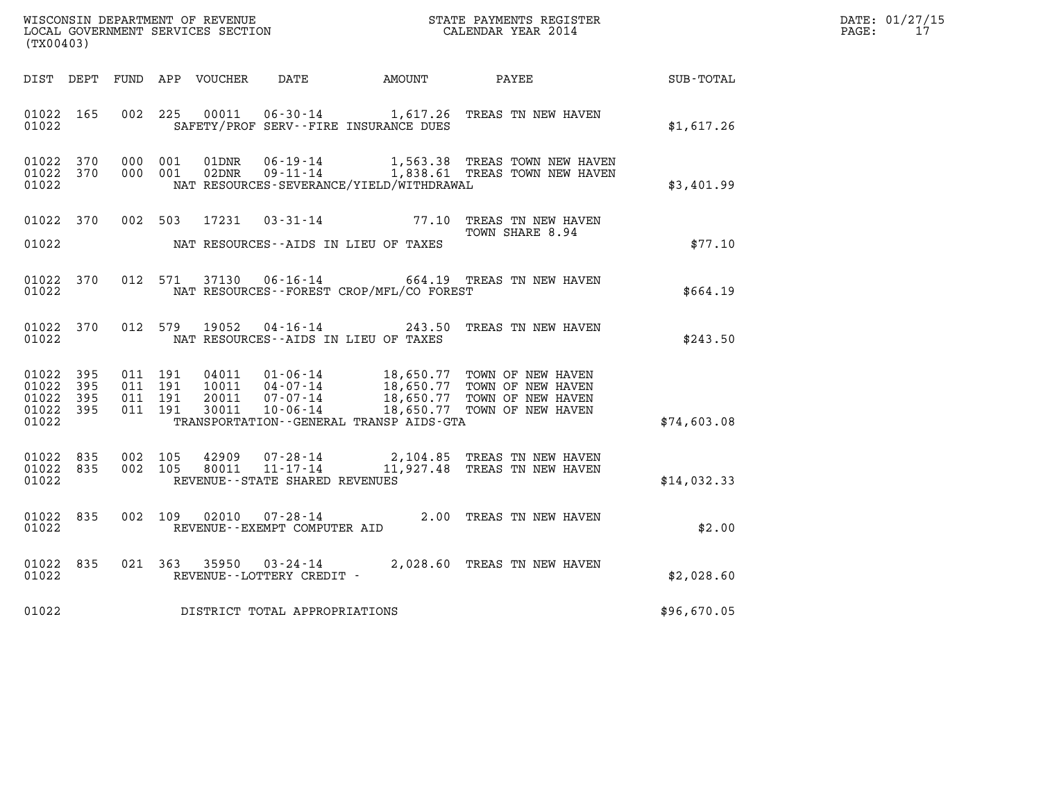WISCONSIN DEPARTMENT OF REVENUE
LOCAL GOVERNMENT SERVICES SECTION
(TX00403)

STATE PAYMENTS REGISTER
CALENDAR YEAR 2014

DATE: 01/27/15
PAGE: 17

| DIST | DEPT | FUND | APP | VOUCHER | DATE | AMOUNT | PAYEE | SUB-TOTAL |
|---|---|---|---|---|---|---|---|---|
| 01022 | 165 | 002 | 225 | 00011 | 06-30-14 | 1,617.26 | TREAS TN NEW HAVEN | |
| 01022 | | | | | SAFETY/PROF SERV--FIRE INSURANCE DUES | | | $1,617.26 |
| 01022 | 370 | 000 | 001 | 01DNR | 06-19-14 | 1,563.38 | TREAS TOWN NEW HAVEN | |
| 01022 | 370 | 000 | 001 | 02DNR | 09-11-14 | 1,838.61 | TREAS TOWN NEW HAVEN | |
| 01022 | | | | | NAT RESOURCES-SEVERANCE/YIELD/WITHDRAWAL | | | $3,401.99 |
| 01022 | 370 | 002 | 503 | 17231 | 03-31-14 | 77.10 | TREAS TN NEW HAVEN TOWN SHARE 8.94 | |
| 01022 | | | | | NAT RESOURCES--AIDS IN LIEU OF TAXES | | | $77.10 |
| 01022 | 370 | 012 | 571 | 37130 | 06-16-14 | 664.19 | TREAS TN NEW HAVEN | |
| 01022 | | | | | NAT RESOURCES--FOREST CROP/MFL/CO FOREST | | | $664.19 |
| 01022 | 370 | 012 | 579 | 19052 | 04-16-14 | 243.50 | TREAS TN NEW HAVEN | |
| 01022 | | | | | NAT RESOURCES--AIDS IN LIEU OF TAXES | | | $243.50 |
| 01022 | 395 | 011 | 191 | 04011 | 01-06-14 | 18,650.77 | TOWN OF NEW HAVEN | |
| 01022 | 395 | 011 | 191 | 10011 | 04-07-14 | 18,650.77 | TOWN OF NEW HAVEN | |
| 01022 | 395 | 011 | 191 | 20011 | 07-07-14 | 18,650.77 | TOWN OF NEW HAVEN | |
| 01022 | 395 | 011 | 191 | 30011 | 10-06-14 | 18,650.77 | TOWN OF NEW HAVEN | |
| 01022 | | | | | TRANSPORTATION--GENERAL TRANSP AIDS-GTA | | | $74,603.08 |
| 01022 | 835 | 002 | 105 | 42909 | 07-28-14 | 2,104.85 | TREAS TN NEW HAVEN | |
| 01022 | 835 | 002 | 105 | 80011 | 11-17-14 | 11,927.48 | TREAS TN NEW HAVEN | |
| 01022 | | | | | REVENUE--STATE SHARED REVENUES | | | $14,032.33 |
| 01022 | 835 | 002 | 109 | 02010 | 07-28-14 | 2.00 | TREAS TN NEW HAVEN | |
| 01022 | | | | | REVENUE--EXEMPT COMPUTER AID | | | $2.00 |
| 01022 | 835 | 021 | 363 | 35950 | 03-24-14 | 2,028.60 | TREAS TN NEW HAVEN | |
| 01022 | | | | | REVENUE--LOTTERY CREDIT - | | | $2,028.60 |
| 01022 | | | | | DISTRICT TOTAL APPROPRIATIONS | | | $96,670.05 |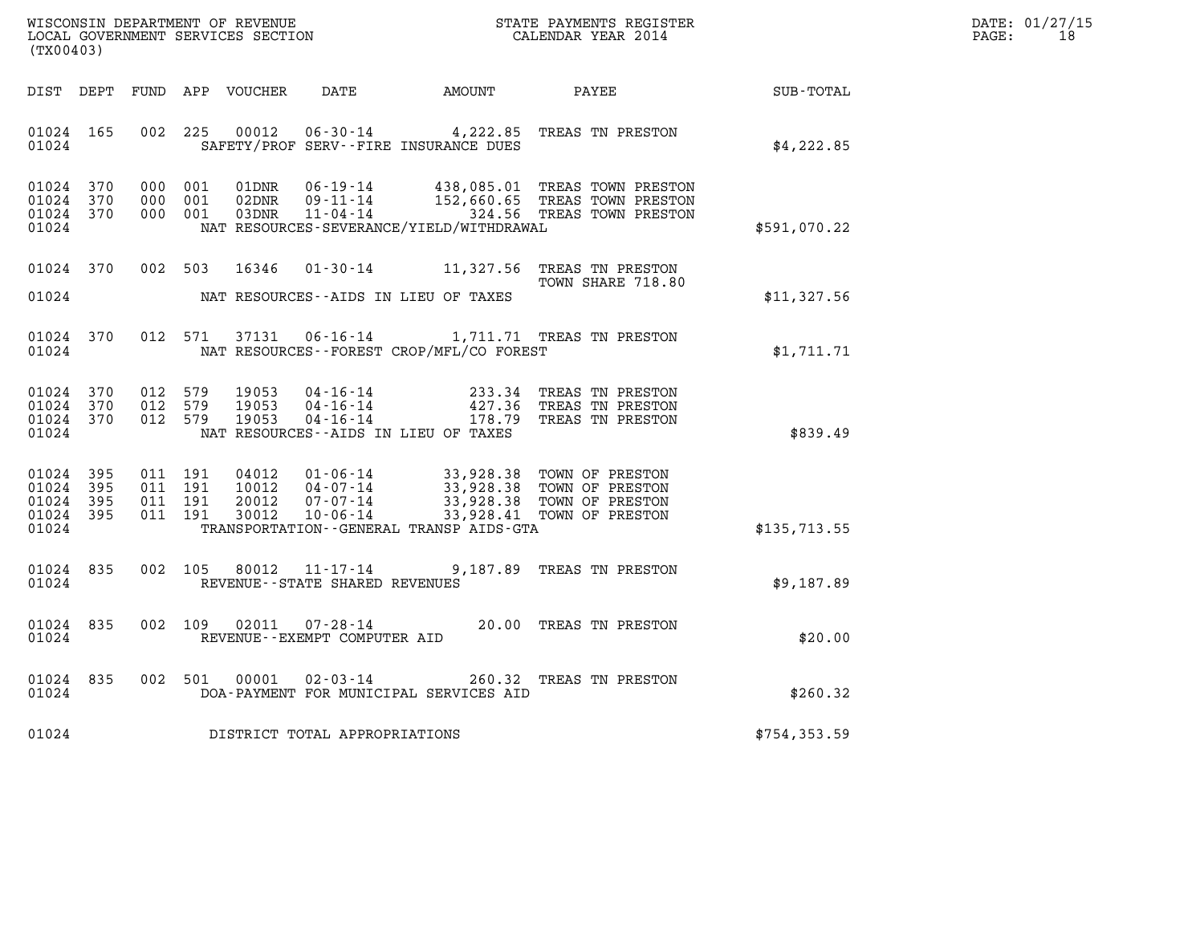WISCONSIN DEPARTMENT OF REVENUE
LOCAL GOVERNMENT SERVICES SECTION
(TX00403)

STATE PAYMENTS REGISTER
CALENDAR YEAR 2014

DATE: 01/27/15

| DIST | DEPT | FUND | APP | VOUCHER | DATE | AMOUNT | PAYEE | SUB-TOTAL |
|---|---|---|---|---|---|---|---|---|
| 01024 | 165 | 002 | 225 | 00012 | 06-30-14 | 4,222.85 | TREAS TN PRESTON | |
| 01024 | | | | | SAFETY/PROF SERV--FIRE INSURANCE DUES | | | $4,222.85 |
| 01024 | 370 | 000 | 001 | 01DNR | 06-19-14 | 438,085.01 | TREAS TOWN PRESTON | |
| 01024 | 370 | 000 | 001 | 02DNR | 09-11-14 | 152,660.65 | TREAS TOWN PRESTON | |
| 01024 | 370 | 000 | 001 | 03DNR | 11-04-14 | 324.56 | TREAS TOWN PRESTON | |
| 01024 | | | | | NAT RESOURCES-SEVERANCE/YIELD/WITHDRAWAL | | | $591,070.22 |
| 01024 | 370 | 002 | 503 | 16346 | 01-30-14 | 11,327.56 | TREAS TN PRESTON TOWN SHARE 718.80 | |
| 01024 | | | | | NAT RESOURCES--AIDS IN LIEU OF TAXES | | | $11,327.56 |
| 01024 | 370 | 012 | 571 | 37131 | 06-16-14 | 1,711.71 | TREAS TN PRESTON | |
| 01024 | | | | | NAT RESOURCES--FOREST CROP/MFL/CO FOREST | | | $1,711.71 |
| 01024 | 370 | 012 | 579 | 19053 | 04-16-14 | 233.34 | TREAS TN PRESTON | |
| 01024 | 370 | 012 | 579 | 19053 | 04-16-14 | 427.36 | TREAS TN PRESTON | |
| 01024 | 370 | 012 | 579 | 19053 | 04-16-14 | 178.79 | TREAS TN PRESTON | |
| 01024 | | | | | NAT RESOURCES--AIDS IN LIEU OF TAXES | | | $839.49 |
| 01024 | 395 | 011 | 191 | 04012 | 01-06-14 | 33,928.38 | TOWN OF PRESTON | |
| 01024 | 395 | 011 | 191 | 10012 | 04-07-14 | 33,928.38 | TOWN OF PRESTON | |
| 01024 | 395 | 011 | 191 | 20012 | 07-07-14 | 33,928.38 | TOWN OF PRESTON | |
| 01024 | 395 | 011 | 191 | 30012 | 10-06-14 | 33,928.41 | TOWN OF PRESTON | |
| 01024 | | | | | TRANSPORTATION--GENERAL TRANSP AIDS-GTA | | | $135,713.55 |
| 01024 | 835 | 002 | 105 | 80012 | 11-17-14 | 9,187.89 | TREAS TN PRESTON | |
| 01024 | | | | | REVENUE--STATE SHARED REVENUES | | | $9,187.89 |
| 01024 | 835 | 002 | 109 | 02011 | 07-28-14 | 20.00 | TREAS TN PRESTON | |
| 01024 | | | | | REVENUE--EXEMPT COMPUTER AID | | | $20.00 |
| 01024 | 835 | 002 | 501 | 00001 | 02-03-14 | 260.32 | TREAS TN PRESTON | |
| 01024 | | | | | DOA-PAYMENT FOR MUNICIPAL SERVICES AID | | | $260.32 |
| 01024 | | | | | DISTRICT TOTAL APPROPRIATIONS | | | $754,353.59 |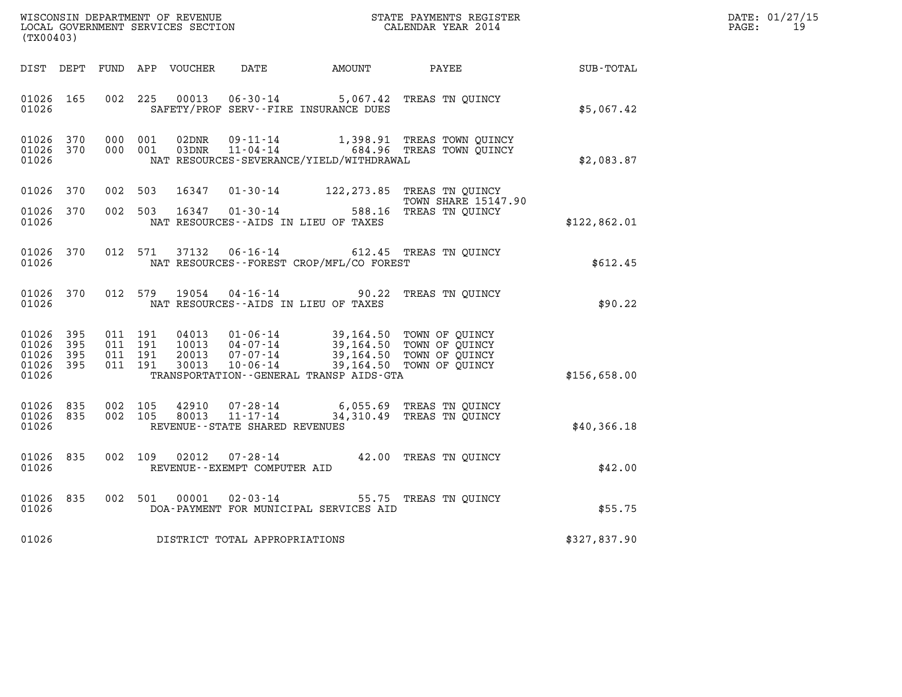WISCONSIN DEPARTMENT OF REVENUE
LOCAL GOVERNMENT SERVICES SECTION
(TX00403)

STATE PAYMENTS REGISTER
CALENDAR YEAR 2014

DATE: 01/27/15

| DIST | DEPT | FUND | APP | VOUCHER | DATE | AMOUNT | PAYEE | SUB-TOTAL |
|---|---|---|---|---|---|---|---|---|
| 01026 | 165 | 002 | 225 | 00013 | 06-30-14 | 5,067.42 | TREAS TN QUINCY | |
| 01026 | | | | | SAFETY/PROF SERV--FIRE INSURANCE DUES | | | $5,067.42 |
| 01026 | 370 | 000 | 001 | 02DNR | 09-11-14 | 1,398.91 | TREAS TOWN QUINCY | |
| 01026 | 370 | 000 | 001 | 03DNR | 11-04-14 | 684.96 | TREAS TOWN QUINCY | |
| 01026 | | | | | NAT RESOURCES-SEVERANCE/YIELD/WITHDRAWAL | | | $2,083.87 |
| 01026 | 370 | 002 | 503 | 16347 | 01-30-14 | 122,273.85 | TREAS TN QUINCY TOWN SHARE 15147.90 | |
| 01026 | 370 | 002 | 503 | 16347 | 01-30-14 | 588.16 | TREAS TN QUINCY | |
| 01026 | | | | | NAT RESOURCES--AIDS IN LIEU OF TAXES | | | $122,862.01 |
| 01026 | 370 | 012 | 571 | 37132 | 06-16-14 | 612.45 | TREAS TN QUINCY | |
| 01026 | | | | | NAT RESOURCES--FOREST CROP/MFL/CO FOREST | | | $612.45 |
| 01026 | 370 | 012 | 579 | 19054 | 04-16-14 | 90.22 | TREAS TN QUINCY | |
| 01026 | | | | | NAT RESOURCES--AIDS IN LIEU OF TAXES | | | $90.22 |
| 01026 | 395 | 011 | 191 | 04013 | 01-06-14 | 39,164.50 | TOWN OF QUINCY | |
| 01026 | 395 | 011 | 191 | 10013 | 04-07-14 | 39,164.50 | TOWN OF QUINCY | |
| 01026 | 395 | 011 | 191 | 20013 | 07-07-14 | 39,164.50 | TOWN OF QUINCY | |
| 01026 | 395 | 011 | 191 | 30013 | 10-06-14 | 39,164.50 | TOWN OF QUINCY | |
| 01026 | | | | | TRANSPORTATION--GENERAL TRANSP AIDS-GTA | | | $156,658.00 |
| 01026 | 835 | 002 | 105 | 42910 | 07-28-14 | 6,055.69 | TREAS TN QUINCY | |
| 01026 | 835 | 002 | 105 | 80013 | 11-17-14 | 34,310.49 | TREAS TN QUINCY | |
| 01026 | | | | | REVENUE--STATE SHARED REVENUES | | | $40,366.18 |
| 01026 | 835 | 002 | 109 | 02012 | 07-28-14 | 42.00 | TREAS TN QUINCY | |
| 01026 | | | | | REVENUE--EXEMPT COMPUTER AID | | | $42.00 |
| 01026 | 835 | 002 | 501 | 00001 | 02-03-14 | 55.75 | TREAS TN QUINCY | |
| 01026 | | | | | DOA-PAYMENT FOR MUNICIPAL SERVICES AID | | | $55.75 |
| 01026 | | | | | DISTRICT TOTAL APPROPRIATIONS | | | $327,837.90 |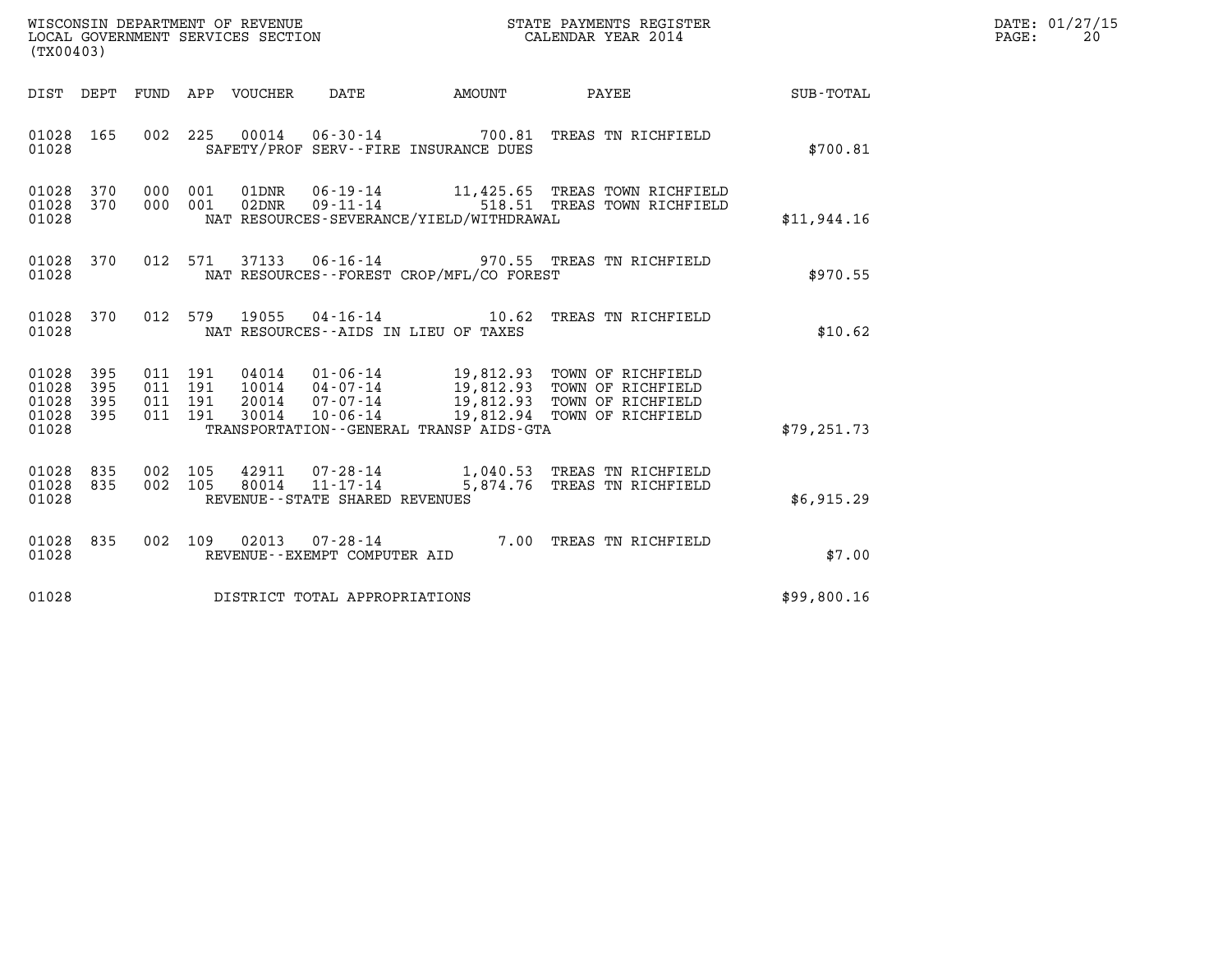WISCONSIN DEPARTMENT OF REVENUE
LOCAL GOVERNMENT SERVICES SECTION
(TX00403)

STATE PAYMENTS REGISTER
CALENDAR YEAR 2014

DATE: 01/27/15

| DIST | DEPT | FUND | APP | VOUCHER | DATE | AMOUNT | PAYEE | SUB-TOTAL |
|---|---|---|---|---|---|---|---|---|
| 01028 | 165 | 002 | 225 | 00014 | 06-30-14 | 700.81 | TREAS TN RICHFIELD | |
| 01028 | | | | SAFETY/PROF SERV--FIRE INSURANCE DUES | | | | $700.81 |
| 01028 | 370 | 000 | 001 | 01DNR | 06-19-14 | 11,425.65 | TREAS TOWN RICHFIELD | |
| 01028 | 370 | 000 | 001 | 02DNR | 09-11-14 | 518.51 | TREAS TOWN RICHFIELD | |
| 01028 | | | | NAT RESOURCES-SEVERANCE/YIELD/WITHDRAWAL | | | | $11,944.16 |
| 01028 | 370 | 012 | 571 | 37133 | 06-16-14 | 970.55 | TREAS TN RICHFIELD | |
| 01028 | | | | NAT RESOURCES--FOREST CROP/MFL/CO FOREST | | | | $970.55 |
| 01028 | 370 | 012 | 579 | 19055 | 04-16-14 | 10.62 | TREAS TN RICHFIELD | |
| 01028 | | | | NAT RESOURCES--AIDS IN LIEU OF TAXES | | | | $10.62 |
| 01028 | 395 | 011 | 191 | 04014 | 01-06-14 | 19,812.93 | TOWN OF RICHFIELD | |
| 01028 | 395 | 011 | 191 | 10014 | 04-07-14 | 19,812.93 | TOWN OF RICHFIELD | |
| 01028 | 395 | 011 | 191 | 20014 | 07-07-14 | 19,812.93 | TOWN OF RICHFIELD | |
| 01028 | 395 | 011 | 191 | 30014 | 10-06-14 | 19,812.94 | TOWN OF RICHFIELD | |
| 01028 | | | | TRANSPORTATION--GENERAL TRANSP AIDS-GTA | | | | $79,251.73 |
| 01028 | 835 | 002 | 105 | 42911 | 07-28-14 | 1,040.53 | TREAS TN RICHFIELD | |
| 01028 | 835 | 002 | 105 | 80014 | 11-17-14 | 5,874.76 | TREAS TN RICHFIELD | |
| 01028 | | | | REVENUE--STATE SHARED REVENUES | | | | $6,915.29 |
| 01028 | 835 | 002 | 109 | 02013 | 07-28-14 | 7.00 | TREAS TN RICHFIELD | |
| 01028 | | | | REVENUE--EXEMPT COMPUTER AID | | | | $7.00 |
| 01028 | | | | DISTRICT TOTAL APPROPRIATIONS | | | | $99,800.16 |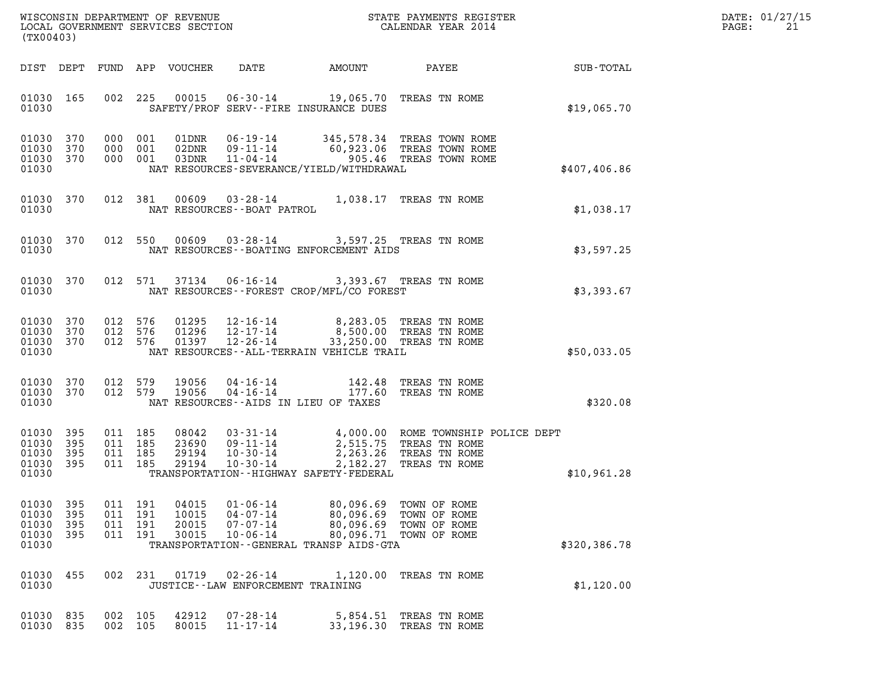WISCONSIN DEPARTMENT OF REVENUE
LOCAL GOVERNMENT SERVICES SECTION
(TX00403)

STATE PAYMENTS REGISTER
CALENDAR YEAR 2014

DATE: 01/27/15

| DIST | DEPT | FUND | APP | VOUCHER | DATE | AMOUNT | PAYEE | SUB-TOTAL |
|---|---|---|---|---|---|---|---|---|
| 01030 | 165 | 002 | 225 | 00015 | 06-30-14 | 19,065.70 | TREAS TN ROME | |
| 01030 | | | | | SAFETY/PROF SERV--FIRE INSURANCE DUES | | | $19,065.70 |
| 01030 | 370 | 000 | 001 | 01DNR | 06-19-14 | 345,578.34 | TREAS TOWN ROME | |
| 01030 | 370 | 000 | 001 | 02DNR | 09-11-14 | 60,923.06 | TREAS TOWN ROME | |
| 01030 | 370 | 000 | 001 | 03DNR | 11-04-14 | 905.46 | TREAS TOWN ROME | |
| 01030 | | | | | NAT RESOURCES-SEVERANCE/YIELD/WITHDRAWAL | | | $407,406.86 |
| 01030 | 370 | 012 | 381 | 00609 | 03-28-14 | 1,038.17 | TREAS TN ROME | |
| 01030 | | | | | NAT RESOURCES--BOAT PATROL | | | $1,038.17 |
| 01030 | 370 | 012 | 550 | 00609 | 03-28-14 | 3,597.25 | TREAS TN ROME | |
| 01030 | | | | | NAT RESOURCES--BOATING ENFORCEMENT AIDS | | | $3,597.25 |
| 01030 | 370 | 012 | 571 | 37134 | 06-16-14 | 3,393.67 | TREAS TN ROME | |
| 01030 | | | | | NAT RESOURCES--FOREST CROP/MFL/CO FOREST | | | $3,393.67 |
| 01030 | 370 | 012 | 576 | 01295 | 12-16-14 | 8,283.05 | TREAS TN ROME | |
| 01030 | 370 | 012 | 576 | 01296 | 12-17-14 | 8,500.00 | TREAS TN ROME | |
| 01030 | 370 | 012 | 576 | 01397 | 12-26-14 | 33,250.00 | TREAS TN ROME | |
| 01030 | | | | | NAT RESOURCES--ALL-TERRAIN VEHICLE TRAIL | | | $50,033.05 |
| 01030 | 370 | 012 | 579 | 19056 | 04-16-14 | 142.48 | TREAS TN ROME | |
| 01030 | 370 | 012 | 579 | 19056 | 04-16-14 | 177.60 | TREAS TN ROME | |
| 01030 | | | | | NAT RESOURCES--AIDS IN LIEU OF TAXES | | | $320.08 |
| 01030 | 395 | 011 | 185 | 08042 | 03-31-14 | 4,000.00 | ROME TOWNSHIP POLICE DEPT | |
| 01030 | 395 | 011 | 185 | 23690 | 09-11-14 | 2,515.75 | TREAS TN ROME | |
| 01030 | 395 | 011 | 185 | 29194 | 10-30-14 | 2,263.26 | TREAS TN ROME | |
| 01030 | 395 | 011 | 185 | 29194 | 10-30-14 | 2,182.27 | TREAS TN ROME | |
| 01030 | | | | | TRANSPORTATION--HIGHWAY SAFETY-FEDERAL | | | $10,961.28 |
| 01030 | 395 | 011 | 191 | 04015 | 01-06-14 | 80,096.69 | TOWN OF ROME | |
| 01030 | 395 | 011 | 191 | 10015 | 04-07-14 | 80,096.69 | TOWN OF ROME | |
| 01030 | 395 | 011 | 191 | 20015 | 07-07-14 | 80,096.69 | TOWN OF ROME | |
| 01030 | 395 | 011 | 191 | 30015 | 10-06-14 | 80,096.71 | TOWN OF ROME | |
| 01030 | | | | | TRANSPORTATION--GENERAL TRANSP AIDS-GTA | | | $320,386.78 |
| 01030 | 455 | 002 | 231 | 01719 | 02-26-14 | 1,120.00 | TREAS TN ROME | |
| 01030 | | | | | JUSTICE--LAW ENFORCEMENT TRAINING | | | $1,120.00 |
| 01030 | 835 | 002 | 105 | 42912 | 07-28-14 | 5,854.51 | TREAS TN ROME | |
| 01030 | 835 | 002 | 105 | 80015 | 11-17-14 | 33,196.30 | TREAS TN ROME | |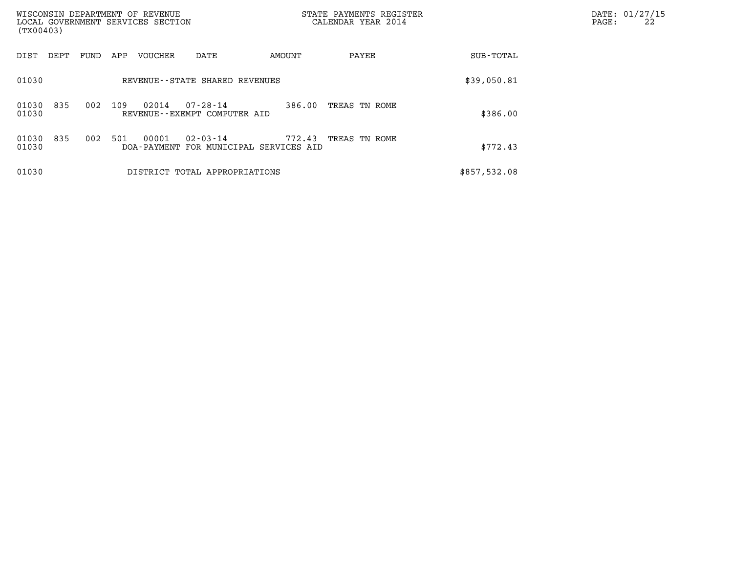WISCONSIN DEPARTMENT OF REVENUE
LOCAL GOVERNMENT SERVICES SECTION
(TX00403)

STATE PAYMENTS REGISTER
CALENDAR YEAR 2014

| DIST | DEPT | FUND | APP | VOUCHER | DATE | AMOUNT | PAYEE | SUB-TOTAL |
|---|---|---|---|---|---|---|---|---|
| 01030 | | | | REVENUE--STATE SHARED REVENUES | | | | $39,050.81 |
| 01030 | 835 | 002 | 109 | 02014 | 07-28-14 | 386.00 | TREAS TN ROME | |
| 01030 | | | | REVENUE--EXEMPT COMPUTER AID | | | | $386.00 |
| 01030 | 835 | 002 | 501 | 00001 | 02-03-14 | 772.43 | TREAS TN ROME | |
| 01030 | | | | DOA-PAYMENT FOR MUNICIPAL SERVICES AID | | | | $772.43 |
| 01030 | | | | DISTRICT TOTAL APPROPRIATIONS | | | | $857,532.08 |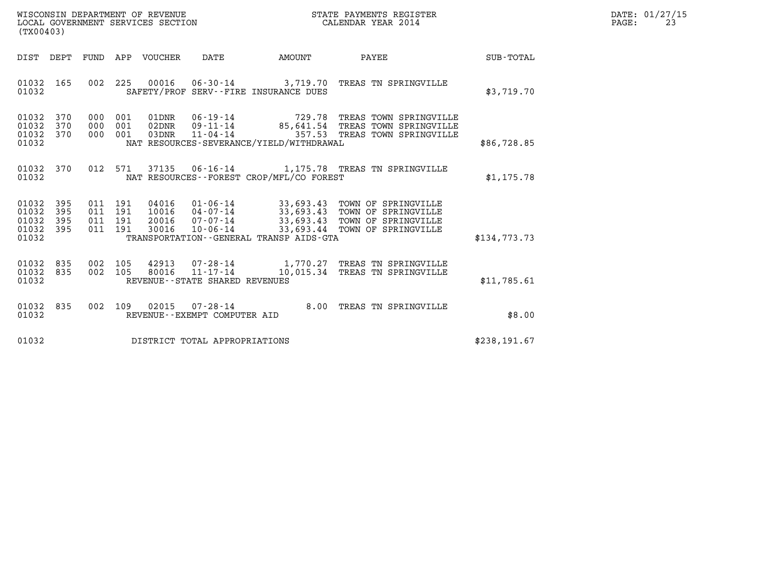WISCONSIN DEPARTMENT OF REVENUE
LOCAL GOVERNMENT SERVICES SECTION
(TX00403)

STATE PAYMENTS REGISTER
CALENDAR YEAR 2014

DATE: 01/27/15

| DIST | DEPT | FUND | APP | VOUCHER | DATE | AMOUNT | PAYEE | SUB-TOTAL |
|---|---|---|---|---|---|---|---|---|
| 01032 | 165 | 002 | 225 | 00016 | 06-30-14 | 3,719.70 | TREAS TN SPRINGVILLE | |
| 01032 | | | | | SAFETY/PROF SERV--FIRE INSURANCE DUES | | | $3,719.70 |
| 01032 | 370 | 000 | 001 | 01DNR | 06-19-14 | 729.78 | TREAS TOWN SPRINGVILLE | |
| 01032 | 370 | 000 | 001 | 02DNR | 09-11-14 | 85,641.54 | TREAS TOWN SPRINGVILLE | |
| 01032 | 370 | 000 | 001 | 03DNR | 11-04-14 | 357.53 | TREAS TOWN SPRINGVILLE | |
| 01032 | | | | | NAT RESOURCES-SEVERANCE/YIELD/WITHDRAWAL | | | $86,728.85 |
| 01032 | 370 | 012 | 571 | 37135 | 06-16-14 | 1,175.78 | TREAS TN SPRINGVILLE | |
| 01032 | | | | | NAT RESOURCES--FOREST CROP/MFL/CO FOREST | | | $1,175.78 |
| 01032 | 395 | 011 | 191 | 04016 | 01-06-14 | 33,693.43 | TOWN OF SPRINGVILLE | |
| 01032 | 395 | 011 | 191 | 10016 | 04-07-14 | 33,693.43 | TOWN OF SPRINGVILLE | |
| 01032 | 395 | 011 | 191 | 20016 | 07-07-14 | 33,693.43 | TOWN OF SPRINGVILLE | |
| 01032 | 395 | 011 | 191 | 30016 | 10-06-14 | 33,693.44 | TOWN OF SPRINGVILLE | |
| 01032 | | | | | TRANSPORTATION--GENERAL TRANSP AIDS-GTA | | | $134,773.73 |
| 01032 | 835 | 002 | 105 | 42913 | 07-28-14 | 1,770.27 | TREAS TN SPRINGVILLE | |
| 01032 | 835 | 002 | 105 | 80016 | 11-17-14 | 10,015.34 | TREAS TN SPRINGVILLE | |
| 01032 | | | | | REVENUE--STATE SHARED REVENUES | | | $11,785.61 |
| 01032 | 835 | 002 | 109 | 02015 | 07-28-14 | 8.00 | TREAS TN SPRINGVILLE | |
| 01032 | | | | | REVENUE--EXEMPT COMPUTER AID | | | $8.00 |
| 01032 | | | | | DISTRICT TOTAL APPROPRIATIONS | | | $238,191.67 |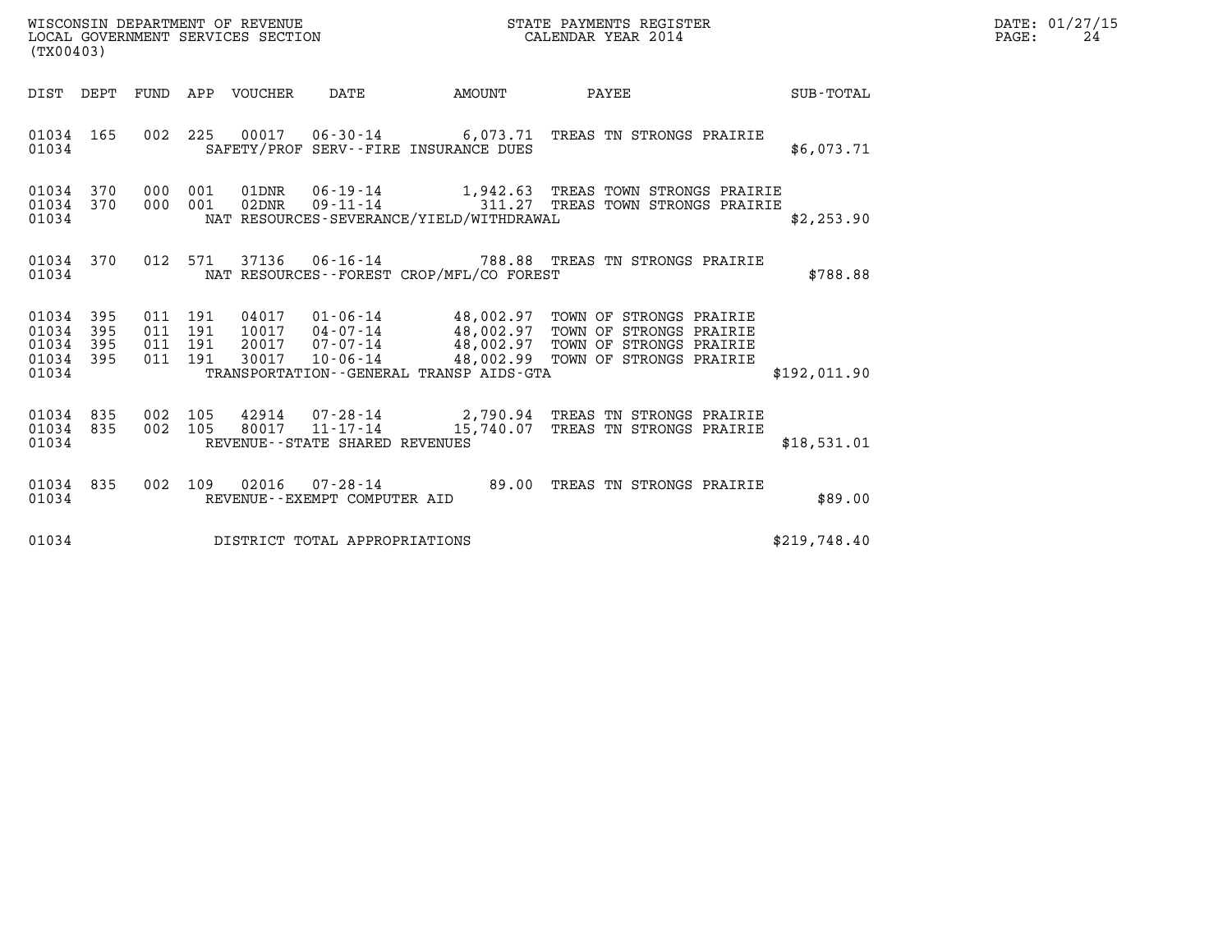WISCONSIN DEPARTMENT OF REVENUE
LOCAL GOVERNMENT SERVICES SECTION
(TX00403)

STATE PAYMENTS REGISTER
CALENDAR YEAR 2014

DATE: 01/27/15
PAGE: 24

| DIST | DEPT | FUND | APP | VOUCHER | DATE | AMOUNT | PAYEE | SUB-TOTAL |
|---|---|---|---|---|---|---|---|---|
| 01034 | 165 | 002 | 225 | 00017 | 06-30-14 | 6,073.71 | TREAS TN STRONGS PRAIRIE | |
| 01034 | | | | | SAFETY/PROF SERV--FIRE INSURANCE DUES | | | $6,073.71 |
| 01034 | 370 | 000 | 001 | 01DNR | 06-19-14 | 1,942.63 | TREAS TOWN STRONGS PRAIRIE | |
| 01034 | 370 | 000 | 001 | 02DNR | 09-11-14 | 311.27 | TREAS TOWN STRONGS PRAIRIE | |
| 01034 | | | | | NAT RESOURCES-SEVERANCE/YIELD/WITHDRAWAL | | | $2,253.90 |
| 01034 | 370 | 012 | 571 | 37136 | 06-16-14 | 788.88 | TREAS TN STRONGS PRAIRIE | |
| 01034 | | | | | NAT RESOURCES--FOREST CROP/MFL/CO FOREST | | | $788.88 |
| 01034 | 395 | 011 | 191 | 04017 | 01-06-14 | 48,002.97 | TOWN OF STRONGS PRAIRIE | |
| 01034 | 395 | 011 | 191 | 10017 | 04-07-14 | 48,002.97 | TOWN OF STRONGS PRAIRIE | |
| 01034 | 395 | 011 | 191 | 20017 | 07-07-14 | 48,002.97 | TOWN OF STRONGS PRAIRIE | |
| 01034 | 395 | 011 | 191 | 30017 | 10-06-14 | 48,002.99 | TOWN OF STRONGS PRAIRIE | |
| 01034 | | | | | TRANSPORTATION--GENERAL TRANSP AIDS-GTA | | | $192,011.90 |
| 01034 | 835 | 002 | 105 | 42914 | 07-28-14 | 2,790.94 | TREAS TN STRONGS PRAIRIE | |
| 01034 | 835 | 002 | 105 | 80017 | 11-17-14 | 15,740.07 | TREAS TN STRONGS PRAIRIE | |
| 01034 | | | | | REVENUE--STATE SHARED REVENUES | | | $18,531.01 |
| 01034 | 835 | 002 | 109 | 02016 | 07-28-14 | 89.00 | TREAS TN STRONGS PRAIRIE | |
| 01034 | | | | | REVENUE--EXEMPT COMPUTER AID | | | $89.00 |
| 01034 | | | | | DISTRICT TOTAL APPROPRIATIONS | | | $219,748.40 |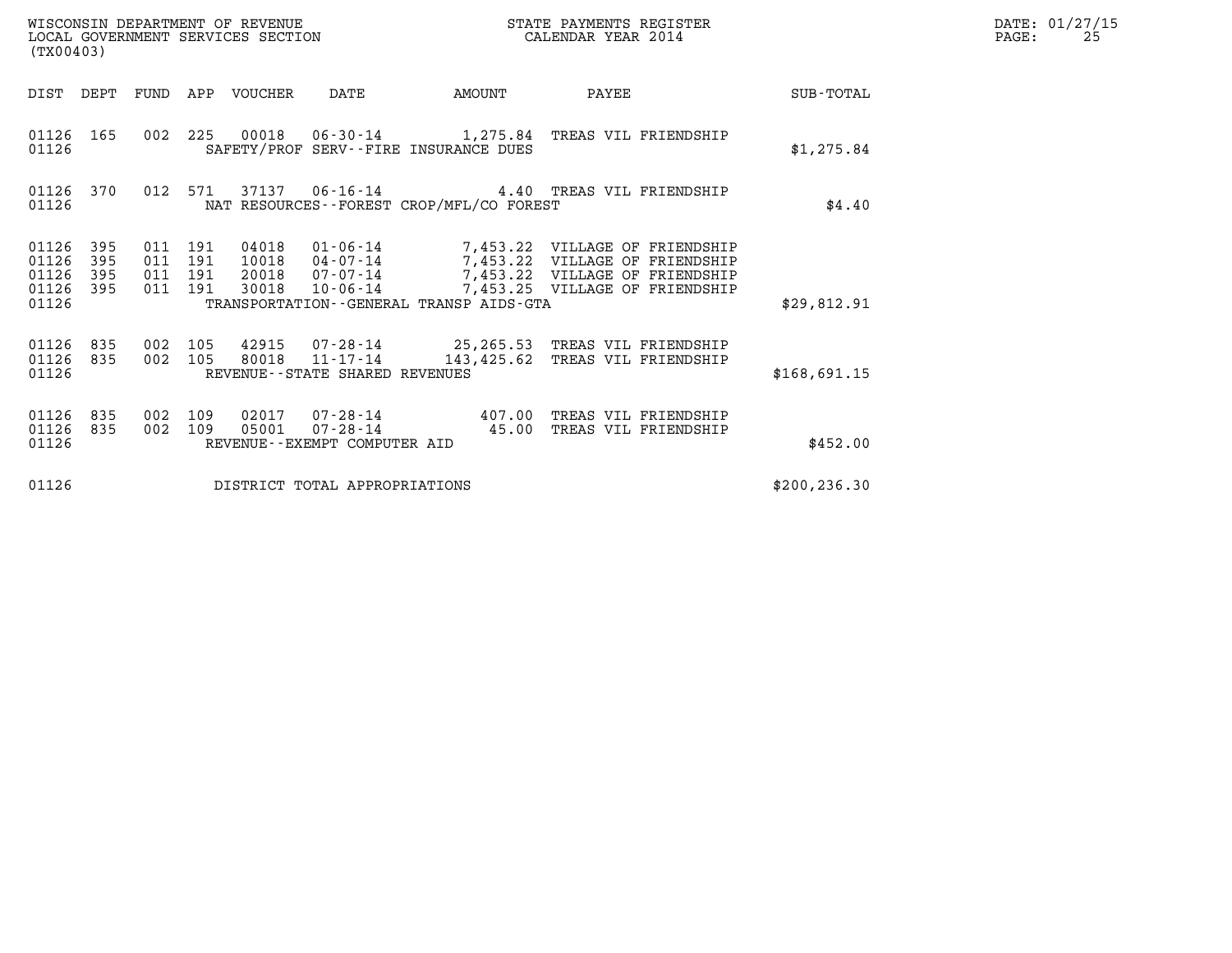WISCONSIN DEPARTMENT OF REVENUE
LOCAL GOVERNMENT SERVICES SECTION
(TX00403)

STATE PAYMENTS REGISTER
CALENDAR YEAR 2014

DATE: 01/27/15

| DIST | DEPT | FUND | APP | VOUCHER | DATE | AMOUNT | PAYEE | SUB-TOTAL |
|---|---|---|---|---|---|---|---|---|
| 01126 | 165 | 002 | 225 | 00018 | 06-30-14 | 1,275.84 | TREAS VIL FRIENDSHIP | |
| 01126 | | | | SAFETY/PROF SERV--FIRE INSURANCE DUES | | | | $1,275.84 |
| 01126 | 370 | 012 | 571 | 37137 | 06-16-14 | 4.40 | TREAS VIL FRIENDSHIP | |
| 01126 | | | | NAT RESOURCES--FOREST CROP/MFL/CO FOREST | | | | $4.40 |
| 01126 | 395 | 011 | 191 | 04018 | 01-06-14 | 7,453.22 | VILLAGE OF FRIENDSHIP | |
| 01126 | 395 | 011 | 191 | 10018 | 04-07-14 | 7,453.22 | VILLAGE OF FRIENDSHIP | |
| 01126 | 395 | 011 | 191 | 20018 | 07-07-14 | 7,453.22 | VILLAGE OF FRIENDSHIP | |
| 01126 | 395 | 011 | 191 | 30018 | 10-06-14 | 7,453.25 | VILLAGE OF FRIENDSHIP | |
| 01126 | | | | TRANSPORTATION--GENERAL TRANSP AIDS-GTA | | | | $29,812.91 |
| 01126 | 835 | 002 | 105 | 42915 | 07-28-14 | 25,265.53 | TREAS VIL FRIENDSHIP | |
| 01126 | 835 | 002 | 105 | 80018 | 11-17-14 | 143,425.62 | TREAS VIL FRIENDSHIP | |
| 01126 | | | | REVENUE--STATE SHARED REVENUES | | | | $168,691.15 |
| 01126 | 835 | 002 | 109 | 02017 | 07-28-14 | 407.00 | TREAS VIL FRIENDSHIP | |
| 01126 | 835 | 002 | 109 | 05001 | 07-28-14 | 45.00 | TREAS VIL FRIENDSHIP | |
| 01126 | | | | REVENUE--EXEMPT COMPUTER AID | | | | $452.00 |
| 01126 | | | | DISTRICT TOTAL APPROPRIATIONS | | | | $200,236.30 |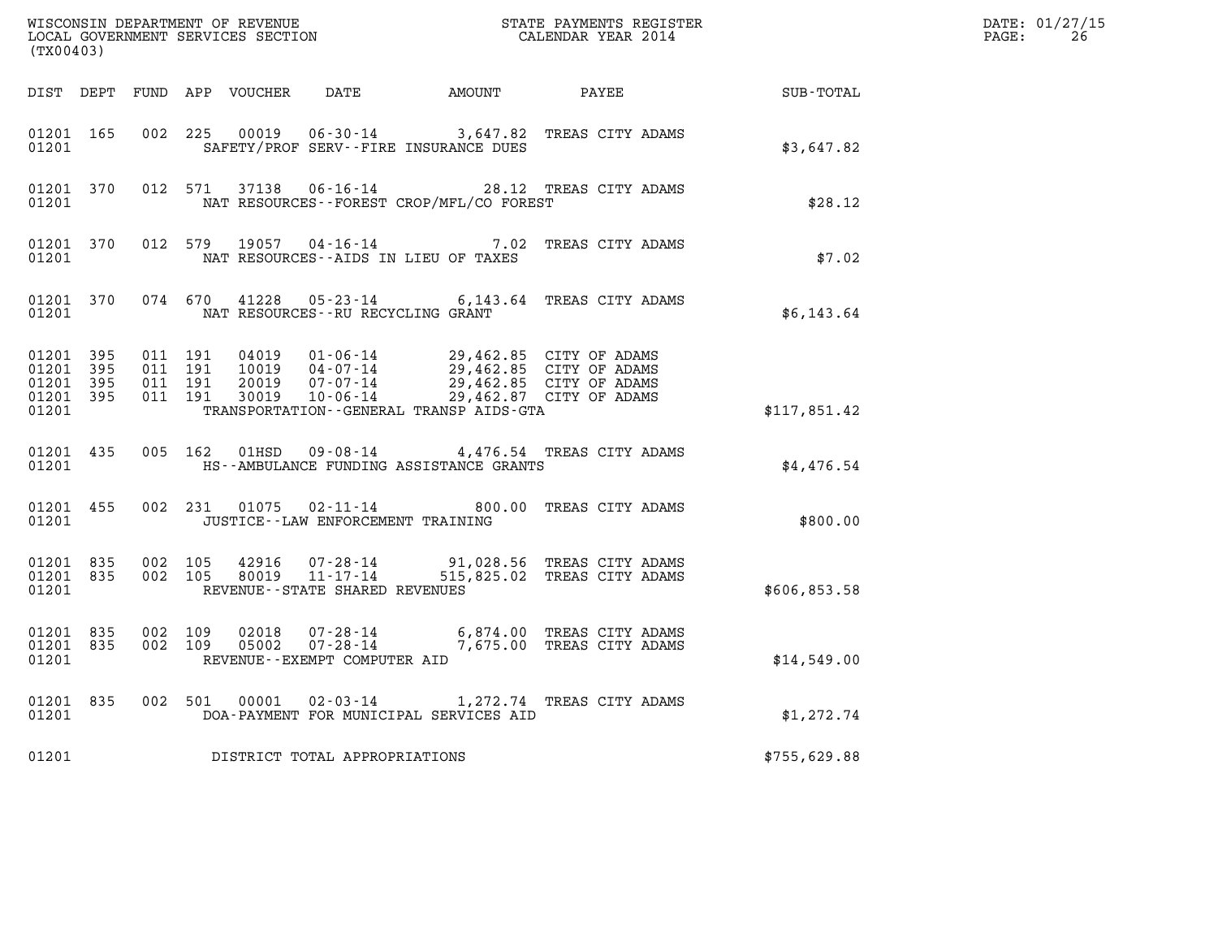WISCONSIN DEPARTMENT OF REVENUE
LOCAL GOVERNMENT SERVICES SECTION
(TX00403)

STATE PAYMENTS REGISTER
CALENDAR YEAR 2014

DATE: 01/27/15

| DIST | DEPT | FUND | APP | VOUCHER | DATE | AMOUNT | PAYEE | SUB-TOTAL |
|---|---|---|---|---|---|---|---|---|
| 01201 | 165 | 002 | 225 | 00019 | 06-30-14 | 3,647.82 | TREAS CITY ADAMS | |
| 01201 | | | | | SAFETY/PROF SERV--FIRE INSURANCE DUES | | | $3,647.82 |
| 01201 | 370 | 012 | 571 | 37138 | 06-16-14 | 28.12 | TREAS CITY ADAMS | |
| 01201 | | | | | NAT RESOURCES--FOREST CROP/MFL/CO FOREST | | | $28.12 |
| 01201 | 370 | 012 | 579 | 19057 | 04-16-14 | 7.02 | TREAS CITY ADAMS | |
| 01201 | | | | | NAT RESOURCES--AIDS IN LIEU OF TAXES | | | $7.02 |
| 01201 | 370 | 074 | 670 | 41228 | 05-23-14 | 6,143.64 | TREAS CITY ADAMS | |
| 01201 | | | | | NAT RESOURCES--RU RECYCLING GRANT | | | $6,143.64 |
| 01201 | 395 | 011 | 191 | 04019 | 01-06-14 | 29,462.85 | CITY OF ADAMS | |
| 01201 | 395 | 011 | 191 | 10019 | 04-07-14 | 29,462.85 | CITY OF ADAMS | |
| 01201 | 395 | 011 | 191 | 20019 | 07-07-14 | 29,462.85 | CITY OF ADAMS | |
| 01201 | 395 | 011 | 191 | 30019 | 10-06-14 | 29,462.87 | CITY OF ADAMS | |
| 01201 | | | | | TRANSPORTATION--GENERAL TRANSP AIDS-GTA | | | $117,851.42 |
| 01201 | 435 | 005 | 162 | 01HSD | 09-08-14 | 4,476.54 | TREAS CITY ADAMS | |
| 01201 | | | | | HS--AMBULANCE FUNDING ASSISTANCE GRANTS | | | $4,476.54 |
| 01201 | 455 | 002 | 231 | 01075 | 02-11-14 | 800.00 | TREAS CITY ADAMS | |
| 01201 | | | | | JUSTICE--LAW ENFORCEMENT TRAINING | | | $800.00 |
| 01201 | 835 | 002 | 105 | 42916 | 07-28-14 | 91,028.56 | TREAS CITY ADAMS | |
| 01201 | 835 | 002 | 105 | 80019 | 11-17-14 | 515,825.02 | TREAS CITY ADAMS | |
| 01201 | | | | | REVENUE--STATE SHARED REVENUES | | | $606,853.58 |
| 01201 | 835 | 002 | 109 | 02018 | 07-28-14 | 6,874.00 | TREAS CITY ADAMS | |
| 01201 | 835 | 002 | 109 | 05002 | 07-28-14 | 7,675.00 | TREAS CITY ADAMS | |
| 01201 | | | | | REVENUE--EXEMPT COMPUTER AID | | | $14,549.00 |
| 01201 | 835 | 002 | 501 | 00001 | 02-03-14 | 1,272.74 | TREAS CITY ADAMS | |
| 01201 | | | | | DOA-PAYMENT FOR MUNICIPAL SERVICES AID | | | $1,272.74 |
| 01201 | | | | | DISTRICT TOTAL APPROPRIATIONS | | | $755,629.88 |